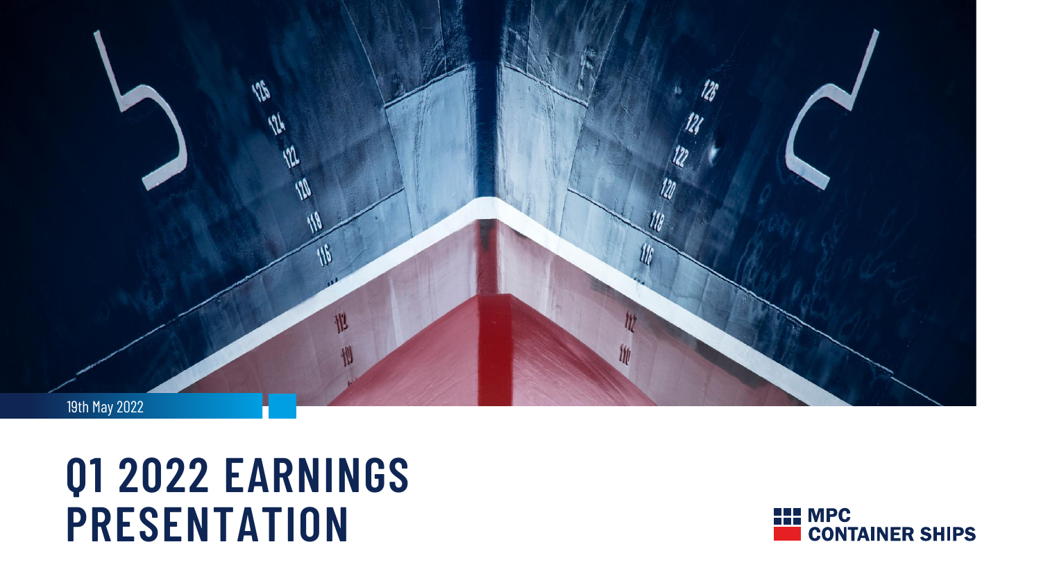19th May 2022

# Q1 2022 EARNINGS PRESENTATION

MPC CONTAINER SHIPS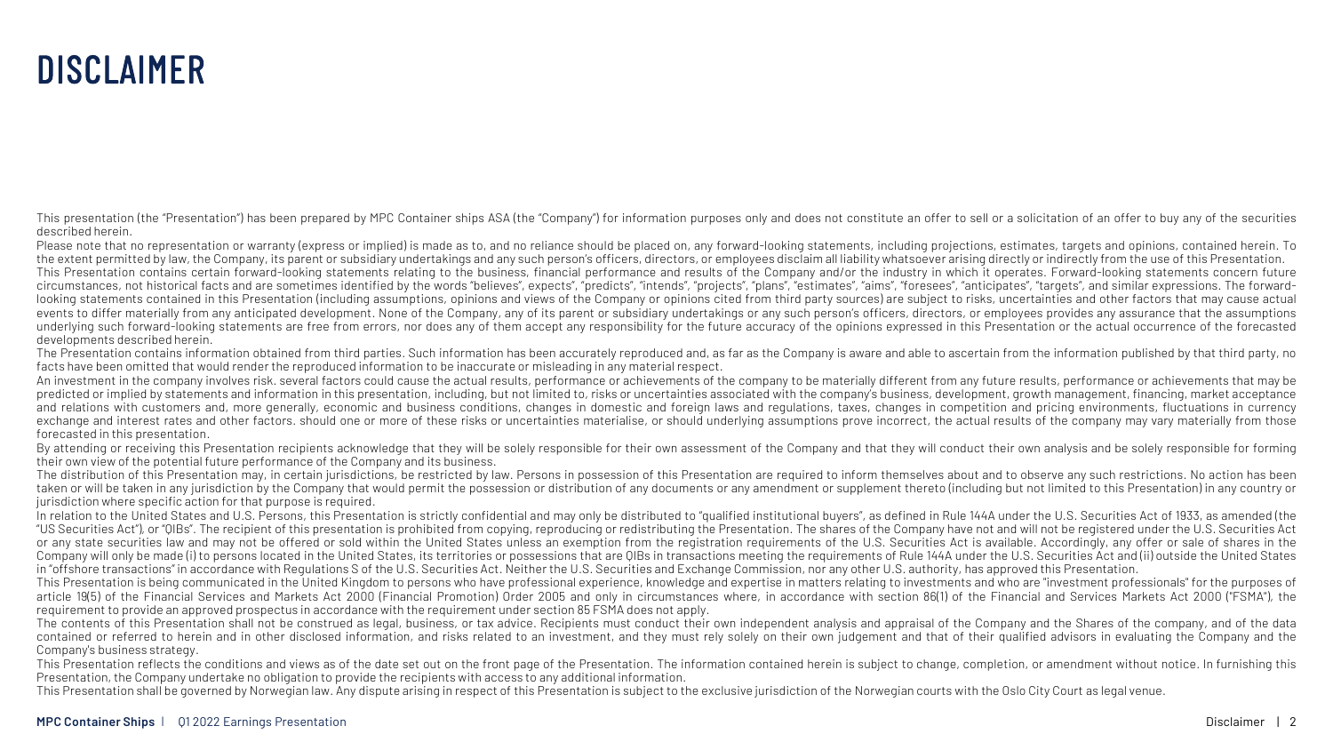# DISCLAIMER

This presentation (the "Presentation") has been prepared by MPC Container ships ASA (the "Company") for information purposes only and does not constitute an offer to sell or a solicitation of an offer to buy any of the securities described herein.

Please note that no representation or warranty (express or implied) is made as to, and no reliance should be placed on, any forward-looking statements, including projections, estimates, targets and opinions, contained herein. To the extent permitted by law, the Company, its parent or subsidiary undertakings and any such person's officers, directors, or employees disclaim all liability whatsoever arising directly or indirectly from the use of this Presentation.

This Presentation contains certain forward-looking statements relating to the business, financial performance and results of the Company and/or the industry in which it operates. Forward-looking statements concern future circumstances, not historical facts and are sometimes identified by the words "believes", expects", "predicts", "intends", "projects", "plans", "estimates", "aims", "foresees", "anticipates", "targets", and similar expressions. The forward-looking statements contained in this Presentation (including assumptions, opinions and views of the Company or opinions cited from third party sources) are subject to risks, uncertainties and other factors that may cause actual events to differ materially from any anticipated development. None of the Company, any of its parent or subsidiary undertakings or any such person's officers, directors, or employees provides any assurance that the assumptions underlying such forward-looking statements are free from errors, nor does any of them accept any responsibility for the future accuracy of the opinions expressed in this Presentation or the actual occurrence of the forecasted developments described herein.

The Presentation contains information obtained from third parties. Such information has been accurately reproduced and, as far as the Company is aware and able to ascertain from the information published by that third party, no facts have been omitted that would render the reproduced information to be inaccurate or misleading in any material respect.

An investment in the company involves risk. several factors could cause the actual results, performance or achievements of the company to be materially different from any future results, performance or achievements that may be predicted or implied by statements and information in this presentation, including, but not limited to, risks or uncertainties associated with the company's business, development, growth management, financing, market acceptance and relations with customers and, more generally, economic and business conditions, changes in domestic and foreign laws and regulations, taxes, changes in competition and pricing environments, fluctuations in currency exchange and interest rates and other factors. should one or more of these risks or uncertainties materialise, or should underlying assumptions prove incorrect, the actual results of the company may vary materially from those forecasted in this presentation.

By attending or receiving this Presentation recipients acknowledge that they will be solely responsible for their own assessment of the Company and that they will conduct their own analysis and be solely responsible for forming their own view of the potential future performance of the Company and its business.

The distribution of this Presentation may, in certain jurisdictions, be restricted by law. Persons in possession of this Presentation are required to inform themselves about and to observe any such restrictions. No action has been taken or will be taken in any jurisdiction by the Company that would permit the possession or distribution of any documents or any amendment or supplement thereto (including but not limited to this Presentation) in any country or jurisdiction where specific action for that purpose is required.

In relation to the United States and U.S. Persons, this Presentation is strictly confidential and may only be distributed to "qualified institutional buyers", as defined in Rule 144A under the U.S. Securities Act of 1933, as amended (the "US Securities Act"), or "QIBs". The recipient of this presentation is prohibited from copying, reproducing or redistributing the Presentation. The shares of the Company have not and will not be registered under the U.S. Securities Act or any state securities law and may not be offered or sold within the United States unless an exemption from the registration requirements of the U.S. Securities Act is available. Accordingly, any offer or sale of shares in the Company will only be made (i) to persons located in the United States, its territories or possessions that are QIBs in transactions meeting the requirements of Rule 144A under the U.S. Securities Act and (ii) outside the United States in "offshore transactions" in accordance with Regulations S of the U.S. Securities Act. Neither the U.S. Securities and Exchange Commission, nor any other U.S. authority, has approved this Presentation.

This Presentation is being communicated in the United Kingdom to persons who have professional experience, knowledge and expertise in matters relating to investments and who are "investment professionals" for the purposes of article 19(5) of the Financial Services and Markets Act 2000 (Financial Promotion) Order 2005 and only in circumstances where, in accordance with section 86(1) of the Financial and Services Markets Act 2000 ("FSMA"), the requirement to provide an approved prospectus in accordance with the requirement under section 85 FSMA does not apply.

The contents of this Presentation shall not be construed as legal, business, or tax advice. Recipients must conduct their own independent analysis and appraisal of the Company and the Shares of the company, and of the data contained or referred to herein and in other disclosed information, and risks related to an investment, and they must rely solely on their own judgement and that of their qualified advisors in evaluating the Company and the Company's business strategy.

This Presentation reflects the conditions and views as of the date set out on the front page of the Presentation. The information contained herein is subject to change, completion, or amendment without notice. In furnishing this Presentation, the Company undertake no obligation to provide the recipients with access to any additional information.

This Presentation shall be governed by Norwegian law. Any dispute arising in respect of this Presentation is subject to the exclusive jurisdiction of the Norwegian courts with the Oslo City Court as legal venue.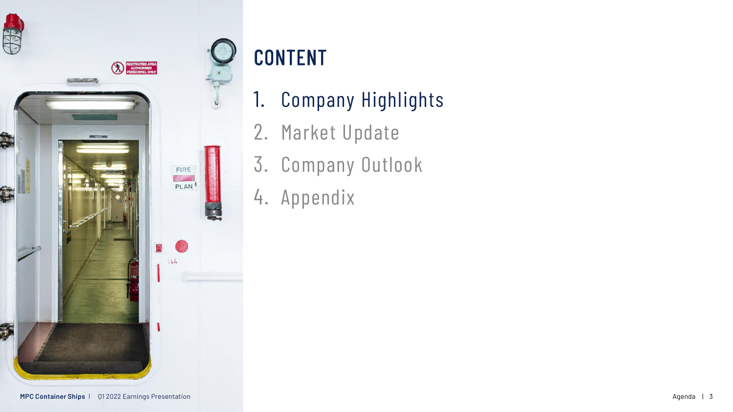# CONTENT

1. Company Highlights
2. Market Update
3. Company Outlook
4. Appendix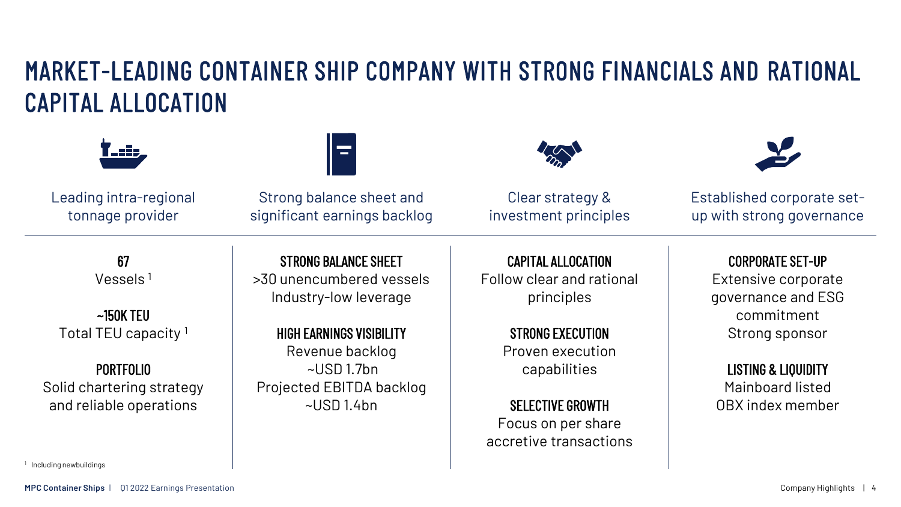# MARKET-LEADING CONTAINER SHIP COMPANY WITH STRONG FINANCIALS AND RATIONAL CAPITAL ALLOCATION

## Leading intra-regional tonnage provider

**67**
Vessels [1]

**~150K TEU**
Total TEU capacity [1]

**PORTFOLIO**
Solid chartering strategy and reliable operations

## Strong balance sheet and significant earnings backlog

**STRONG BALANCE SHEET**
>30 unencumbered vessels
Industry-low leverage

**HIGH EARNINGS VISIBILITY**
Revenue backlog
~USD 1.7bn
Projected EBITDA backlog
~USD 1.4bn

## Clear strategy & investment principles

**CAPITAL ALLOCATION**
Follow clear and rational principles

**STRONG EXECUTION**
Proven execution capabilities

**SELECTIVE GROWTH**
Focus on per share accretive transactions

## Established corporate set-up with strong governance

**CORPORATE SET-UP**
Extensive corporate governance and ESG commitment
Strong sponsor

**LISTING & LIQUIDITY**
Mainboard listed
OBX index member

[1] Including newbuildings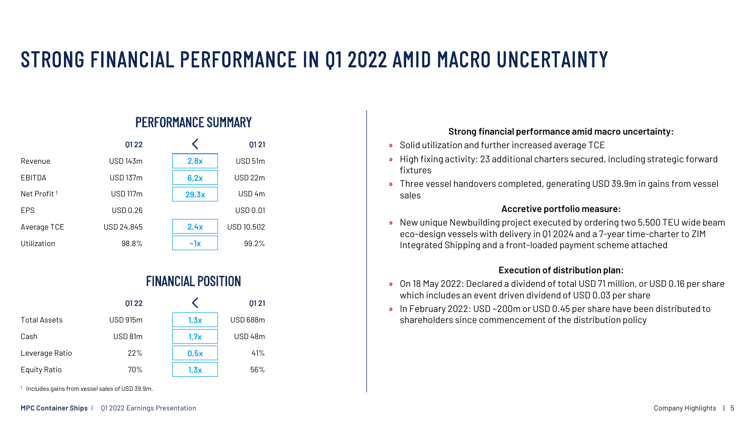# STRONG FINANCIAL PERFORMANCE IN Q1 2022 AMID MACRO UNCERTAINTY

## PERFORMANCE SUMMARY

| | Q1 22 | < | Q1 21 |
|---|---|---|---|
| Revenue | USD 143m | 2,8x | USD 51m |
| EBITDA | USD 137m | 6,2x | USD 22m |
| Net Profit [1] | USD 117m | 29,3x | USD 4m |
| EPS | USD 0.26 | | USD 0.01 |
| Average TCE | USD 24,845 | 2,4x | USD 10,502 |
| Utilization | 98.8% | ~1x | 99.2% |

## FINANCIAL POSITION

| | Q1 22 | < | Q1 21 |
|---|---|---|---|
| Total Assets | USD 915m | 1,3x | USD 688m |
| Cash | USD 81m | 1,7x | USD 48m |
| Leverage Ratio | 22% | 0,5x | 41% |
| Equity Ratio | 70% | 1,3x | 56% |

[1] Includes gains from vessel sales of USD 39.9m.

**Strong financial performance amid macro uncertainty:**

- Solid utilization and further increased average TCE
- High fixing activity: 23 additional charters secured, including strategic forward fixtures
- Three vessel handovers completed, generating USD 39.9m in gains from vessel sales

**Accretive portfolio measure:**

- New unique Newbuilding project executed by ordering two 5,500 TEU wide beam eco-design vessels with delivery in Q1 2024 and a 7-year time-charter to ZIM Integrated Shipping and a front-loaded payment scheme attached

**Execution of distribution plan:**

- On 18 May 2022: Declared a dividend of total USD 71 million, or USD 0.16 per share which includes an event driven dividend of USD 0.03 per share
- In February 2022: USD ~200m or USD 0.45 per share have been distributed to shareholders since commencement of the distribution policy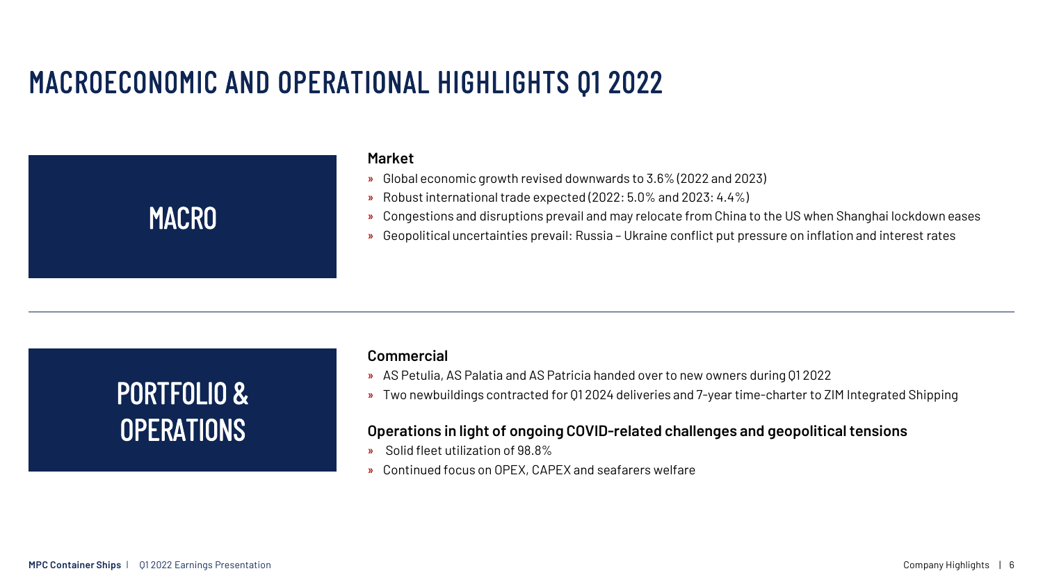# MACROECONOMIC AND OPERATIONAL HIGHLIGHTS Q1 2022

## MACRO

**Market**

- Global economic growth revised downwards to 3.6% (2022 and 2023)
- Robust international trade expected (2022: 5.0% and 2023: 4.4%)
- Congestions and disruptions prevail and may relocate from China to the US when Shanghai lockdown eases
- Geopolitical uncertainties prevail: Russia – Ukraine conflict put pressure on inflation and interest rates

## PORTFOLIO & OPERATIONS

**Commercial**

- AS Petulia, AS Palatia and AS Patricia handed over to new owners during Q1 2022
- Two newbuildings contracted for Q1 2024 deliveries and 7-year time-charter to ZIM Integrated Shipping

**Operations in light of ongoing COVID-related challenges and geopolitical tensions**

- Solid fleet utilization of 98.8%
- Continued focus on OPEX, CAPEX and seafarers welfare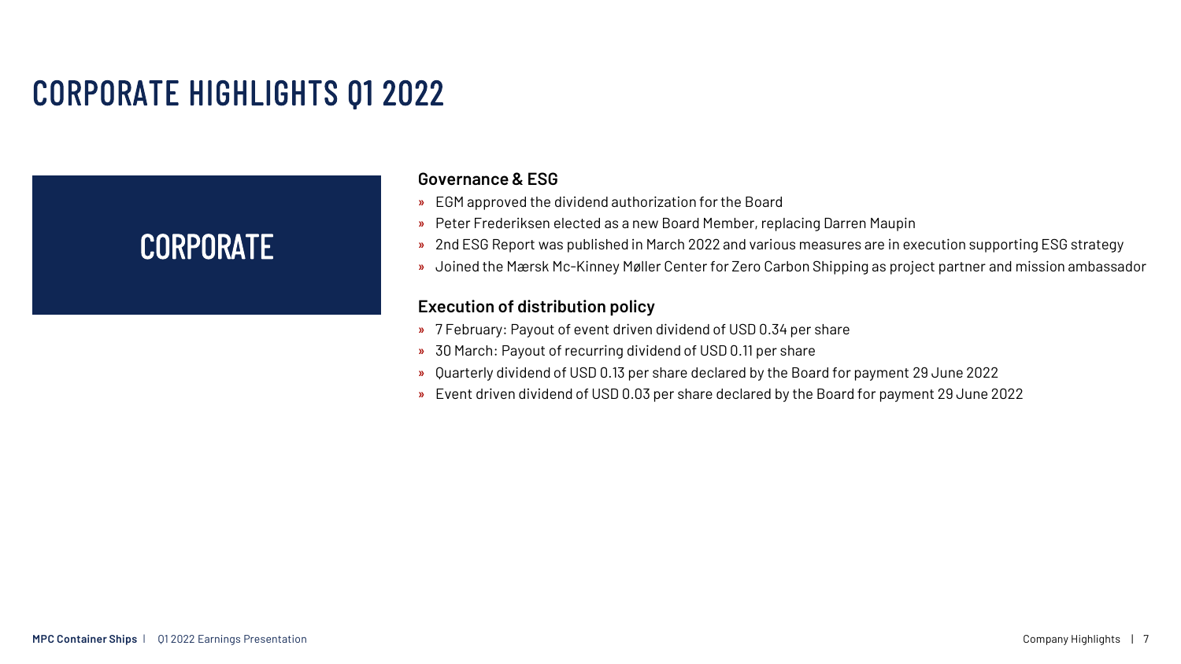# CORPORATE HIGHLIGHTS Q1 2022

## CORPORATE

### Governance & ESG

- EGM approved the dividend authorization for the Board
- Peter Frederiksen elected as a new Board Member, replacing Darren Maupin
- 2nd ESG Report was published in March 2022 and various measures are in execution supporting ESG strategy
- Joined the Mærsk Mc-Kinney Møller Center for Zero Carbon Shipping as project partner and mission ambassador

### Execution of distribution policy

- 7 February: Payout of event driven dividend of USD 0.34 per share
- 30 March: Payout of recurring dividend of USD 0.11 per share
- Quarterly dividend of USD 0.13 per share declared by the Board for payment 29 June 2022
- Event driven dividend of USD 0.03 per share declared by the Board for payment 29 June 2022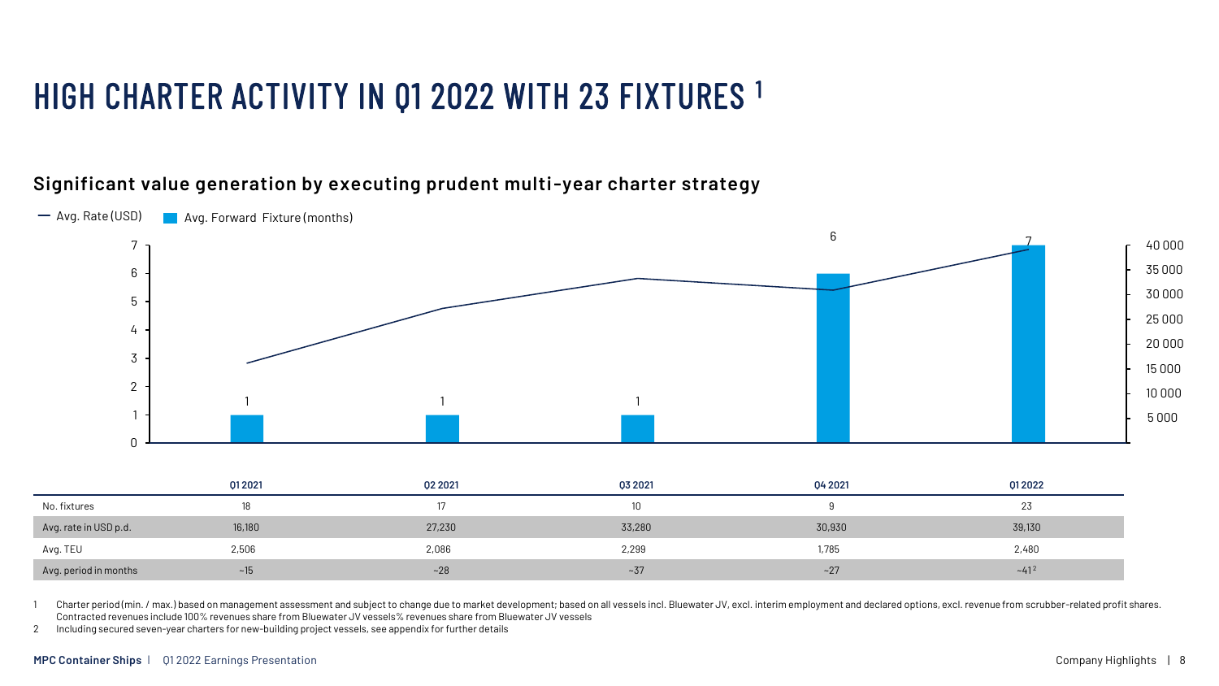# HIGH CHARTER ACTIVITY IN Q1 2022 WITH 23 FIXTURES [1]

## Significant value generation by executing prudent multi-year charter strategy

Avg. Rate (USD)
Avg. Forward Fixture (months)

7
6
5
4
3
2
1
0

40 000
35 000
30 000
25 000
20 000
15 000
10 000
5 000

1
1
1
6
7

| | Q1 2021 | Q2 2021 | Q3 2021 | Q4 2021 | Q1 2022 |
|---|---|---|---|---|---|
| No. fixtures | 18 | 17 | 10 | 9 | 23 |
| Avg. rate in USD p.d. | 16,180 | 27,230 | 33,280 | 30,930 | 39,130 |
| Avg. TEU | 2,506 | 2,086 | 2,299 | 1,785 | 2,480 |
| Avg. period in months | ~15 | ~28 | ~37 | ~27 | ~41[2] |

1 Charter period (min. / max.) based on management assessment and subject to change due to market development; based on all vessels incl. Bluewater JV, excl. interim employment and declared options, excl. revenue from scrubber-related profit shares. Contracted revenues include 100% revenues share from Bluewater JV vessels% revenues share from Bluewater JV vessels

2 Including secured seven-year charters for new-building project vessels, see appendix for further details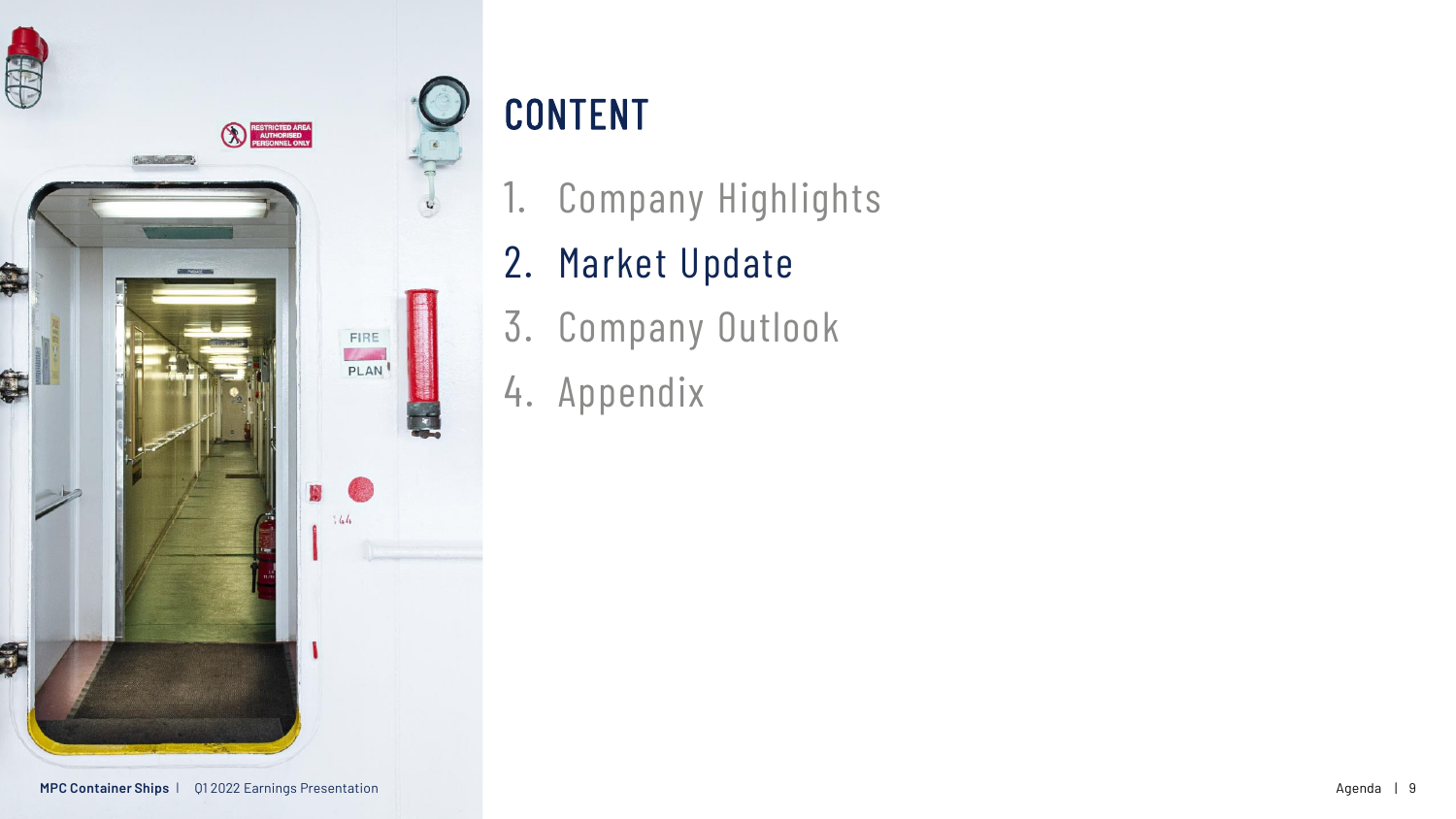# CONTENT

1. Company Highlights
2. Market Update
3. Company Outlook
4. Appendix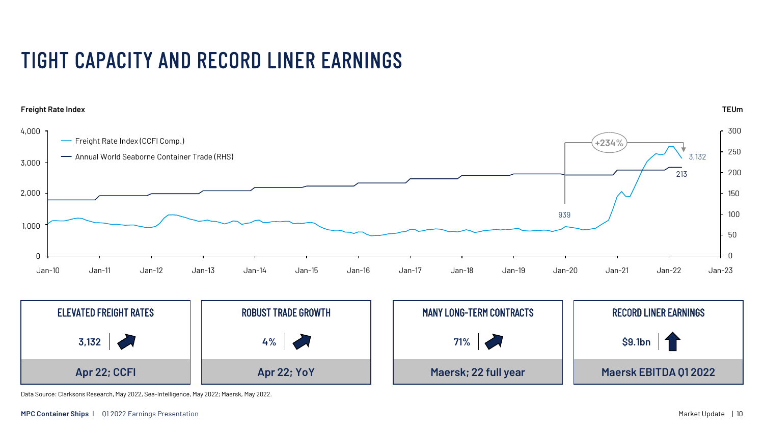# TIGHT CAPACITY AND RECORD LINER EARNINGS

Freight Rate Index

TEUm

4,000
3,000
2,000
1,000
0

300
250
200
150
100
50
0

Freight Rate Index (CCFI Comp.)
Annual World Seaborne Container Trade (RHS)

+234%
3,132
213
939

Jan-10 Jan-11 Jan-12 Jan-13 Jan-14 Jan-15 Jan-16 Jan-17 Jan-18 Jan-19 Jan-20 Jan-21 Jan-22 Jan-23

| ELEVATED FREIGHT RATES | ROBUST TRADE GROWTH | MANY LONG-TERM CONTRACTS | RECORD LINER EARNINGS |
|---|---|---|---|
| 3,132 | 4% | 71% | $9.1bn |
| Apr 22; CCFI | Apr 22; YoY | Maersk; 22 full year | Maersk EBITDA Q1 2022 |

Data Source: Clarksons Research, May 2022, Sea-Intelligence, May 2022; Maersk, May 2022.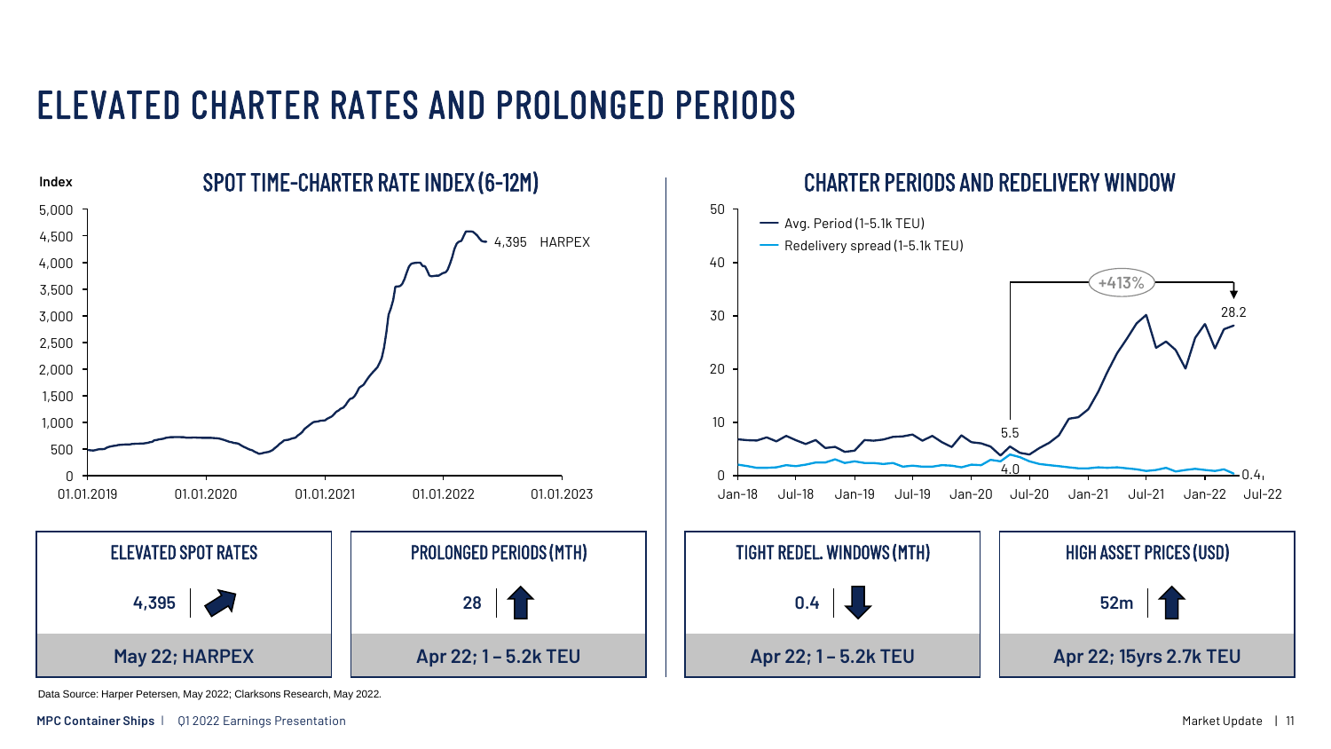# ELEVATED CHARTER RATES AND PROLONGED PERIODS

## SPOT TIME-CHARTER RATE INDEX (6-12M)

Index

5,000
4,500
4,000
3,500
3,000
2,500
2,000
1,500
1,000
500
0

01.01.2019 01.01.2020 01.01.2021 01.01.2022 01.01.2023

4,395 HARPEX

## CHARTER PERIODS AND REDELIVERY WINDOW

50
40
30
20
10
0

Jan-18 Jul-18 Jan-19 Jul-19 Jan-20 Jul-20 Jan-21 Jul-21 Jan-22 Jul-22

Avg. Period (1-5.1k TEU)

Redelivery spread (1-5.1k TEU)

+413%

5.5

4.0

28.2

0.4

### ELEVATED SPOT RATES

4,395

May 22; HARPEX

### PROLONGED PERIODS (MTH)

28

Apr 22; 1 – 5.2k TEU

### TIGHT REDEL. WINDOWS (MTH)

0.4

Apr 22; 1 – 5.2k TEU

### HIGH ASSET PRICES (USD)

52m

Apr 22; 15yrs 2.7k TEU

Data Source: Harper Petersen, May 2022; Clarksons Research, May 2022.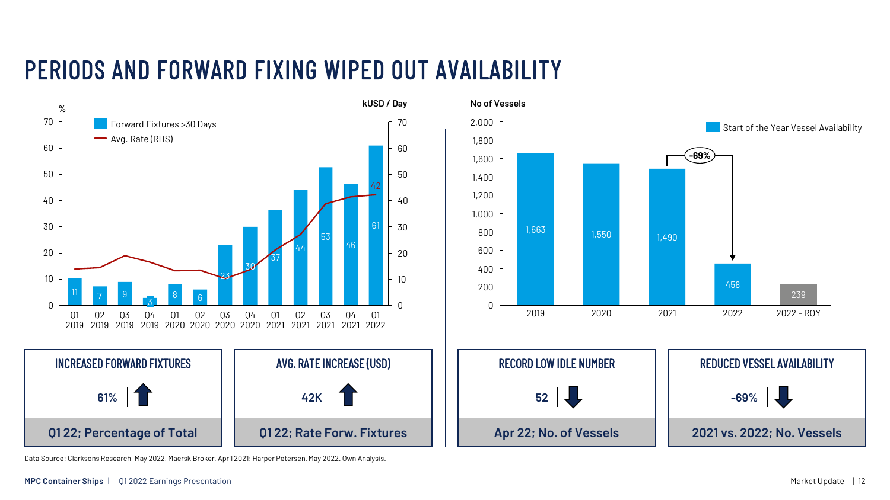# PERIODS AND FORWARD FIXING WIPED OUT AVAILABILITY

%

kUSD / Day

Forward Fixtures >30 Days

Avg. Rate (RHS)

70
60
50
40
30
20
10
0

11
7
9
3
8
6
23
30
37
44
53
46
61

42

Q1 2019
Q2 2019
Q3 2019
Q4 2019
Q1 2020
Q2 2020
Q3 2020
Q4 2020
Q1 2021
Q2 2021
Q3 2021
Q4 2021
Q1 2022

No of Vessels

Start of the Year Vessel Availability

2,000
1,800
1,600
1,400
1,200
1,000
800
600
400
200
0

-69%

1,663
1,550
1,490
458
239

2019
2020
2021
2022
2022 - ROY

## INCREASED FORWARD FIXTURES

61%

Q1 22; Percentage of Total

## AVG. RATE INCREASE (USD)

42K

Q1 22; Rate Forw. Fixtures

## RECORD LOW IDLE NUMBER

52

Apr 22; No. of Vessels

## REDUCED VESSEL AVAILABILITY

-69%

2021 vs. 2022; No. Vessels

Data Source: Clarksons Research, May 2022, Maersk Broker, April 2021; Harper Petersen, May 2022. Own Analysis.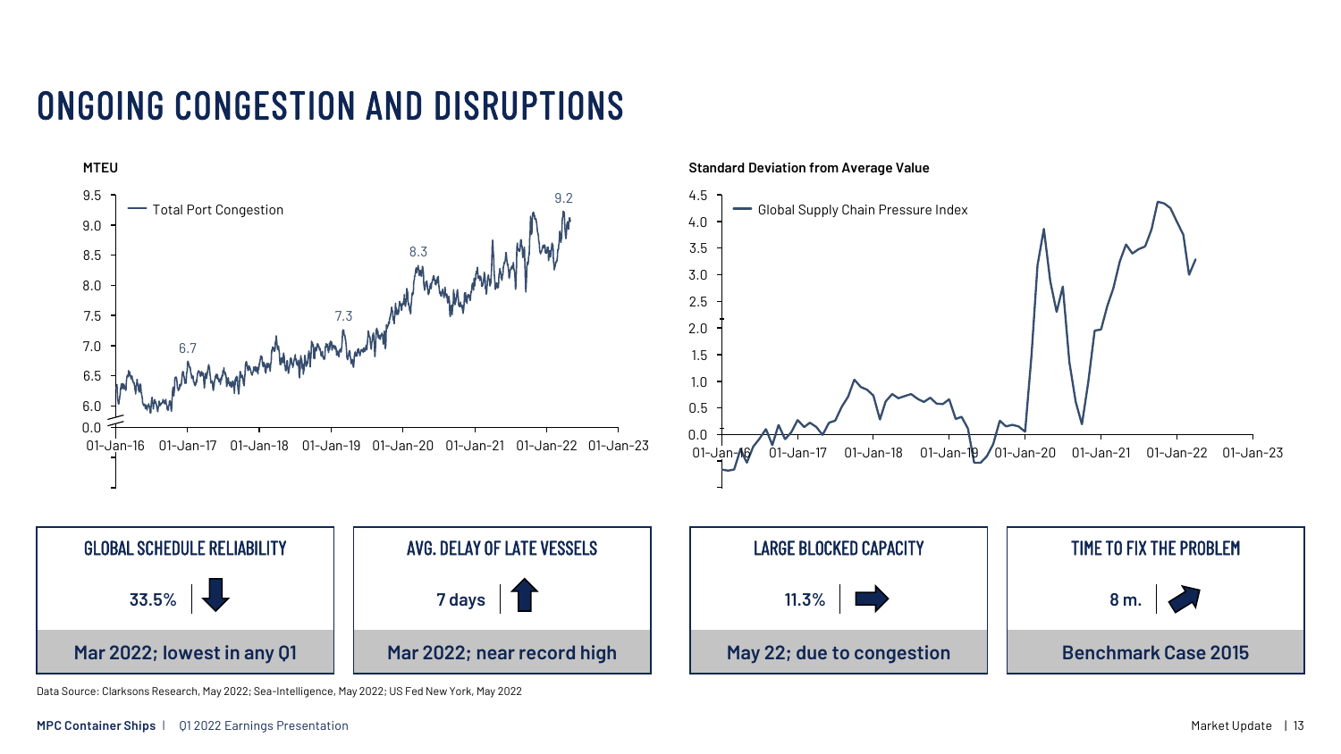# ONGOING CONGESTION AND DISRUPTIONS

MTEU

Total Port Congestion

9.5
9.0
8.5
8.0
7.5
7.0
6.5
6.0
0.0

6.7
7.3
8.3
9.2

01-Jan-16 01-Jan-17 01-Jan-18 01-Jan-19 01-Jan-20 01-Jan-21 01-Jan-22 01-Jan-23

Standard Deviation from Average Value

Global Supply Chain Pressure Index

4.5
4.0
3.5
3.0
2.5
2.0
1.5
1.0
0.5
0.0

01-Jan-16 01-Jan-17 01-Jan-18 01-Jan-19 01-Jan-20 01-Jan-21 01-Jan-22 01-Jan-23

| GLOBAL SCHEDULE RELIABILITY | AVG. DELAY OF LATE VESSELS | LARGE BLOCKED CAPACITY | TIME TO FIX THE PROBLEM |
|---|---|---|---|
| 33.5% | 7 days | 11.3% | 8 m. |
| Mar 2022; lowest in any Q1 | Mar 2022; near record high | May 22; due to congestion | Benchmark Case 2015 |

Data Source: Clarksons Research, May 2022; Sea-Intelligence, May 2022; US Fed New York, May 2022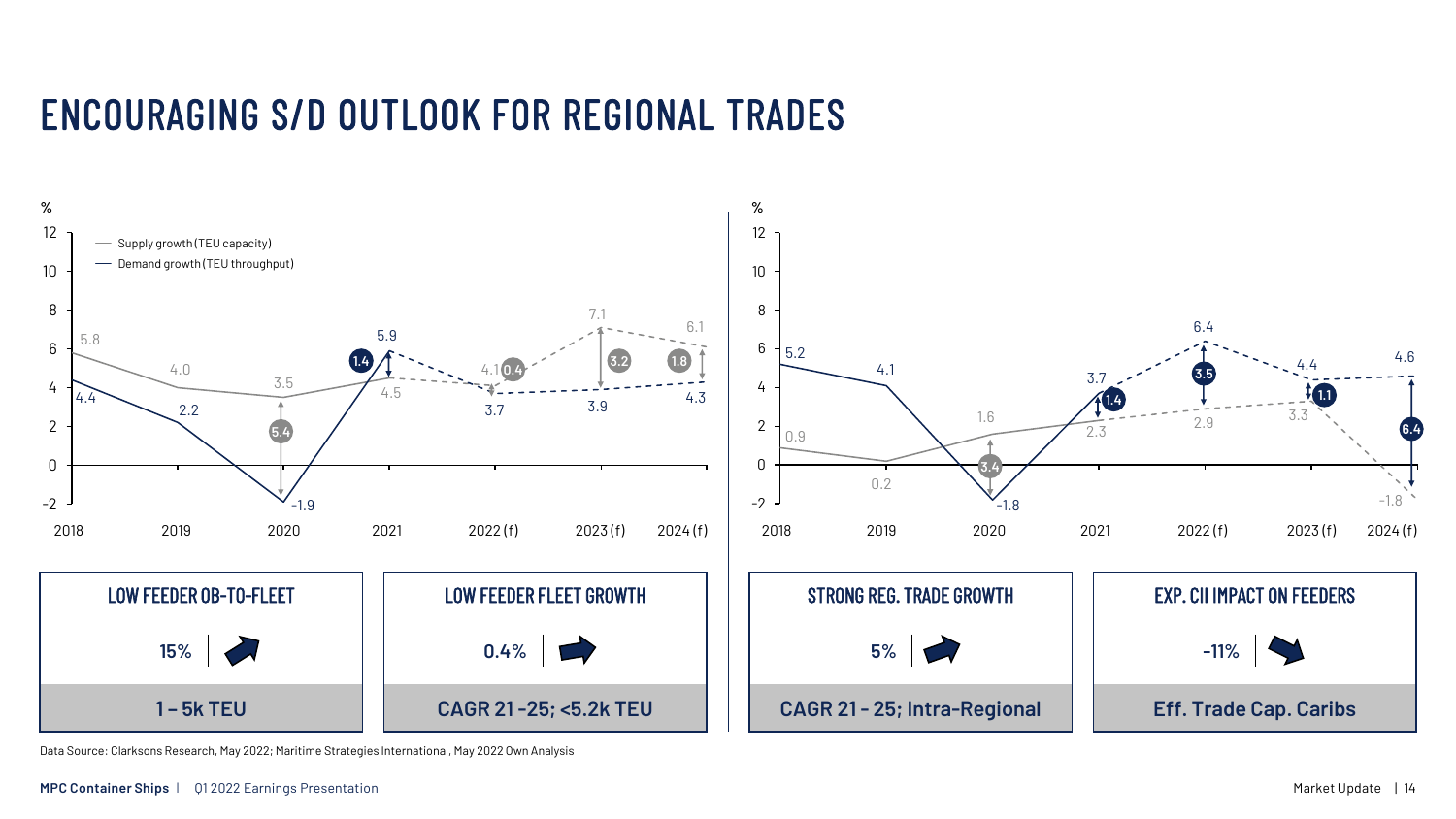# ENCOURAGING S/D OUTLOOK FOR REGIONAL TRADES

%

Supply growth (TEU capacity)

Demand growth (TEU throughput)

12
10
8
6
4
2
0
-2

2018 2019 2020 2021 2022 (f) 2023 (f) 2024 (f)

5.8 4.0 3.5 4.5 4.1 7.1 6.1

4.4 2.2 -1.9 5.9 3.7 3.9 4.3

5.4 1.4 0.4 3.2 1.8

%

12
10
8
6
4
2
0
-2

2018 2019 2020 2021 2022 (f) 2023 (f) 2024 (f)

5.2 4.1 -1.8 3.7 6.4 4.4 4.6

0.9 0.2 1.6 2.3 2.9 3.3 -1.8

3.4 1.4 3.5 1.1 6.4

| LOW FEEDER OB-TO-FLEET | LOW FEEDER FLEET GROWTH | STRONG REG. TRADE GROWTH | EXP. CII IMPACT ON FEEDERS |
|---|---|---|---|
| 15% | 0.4% | 5% | -11% |
| 1 – 5k TEU | CAGR 21 -25; <5.2k TEU | CAGR 21 - 25; Intra-Regional | Eff. Trade Cap. Caribs |

Data Source: Clarksons Research, May 2022; Maritime Strategies International, May 2022 Own Analysis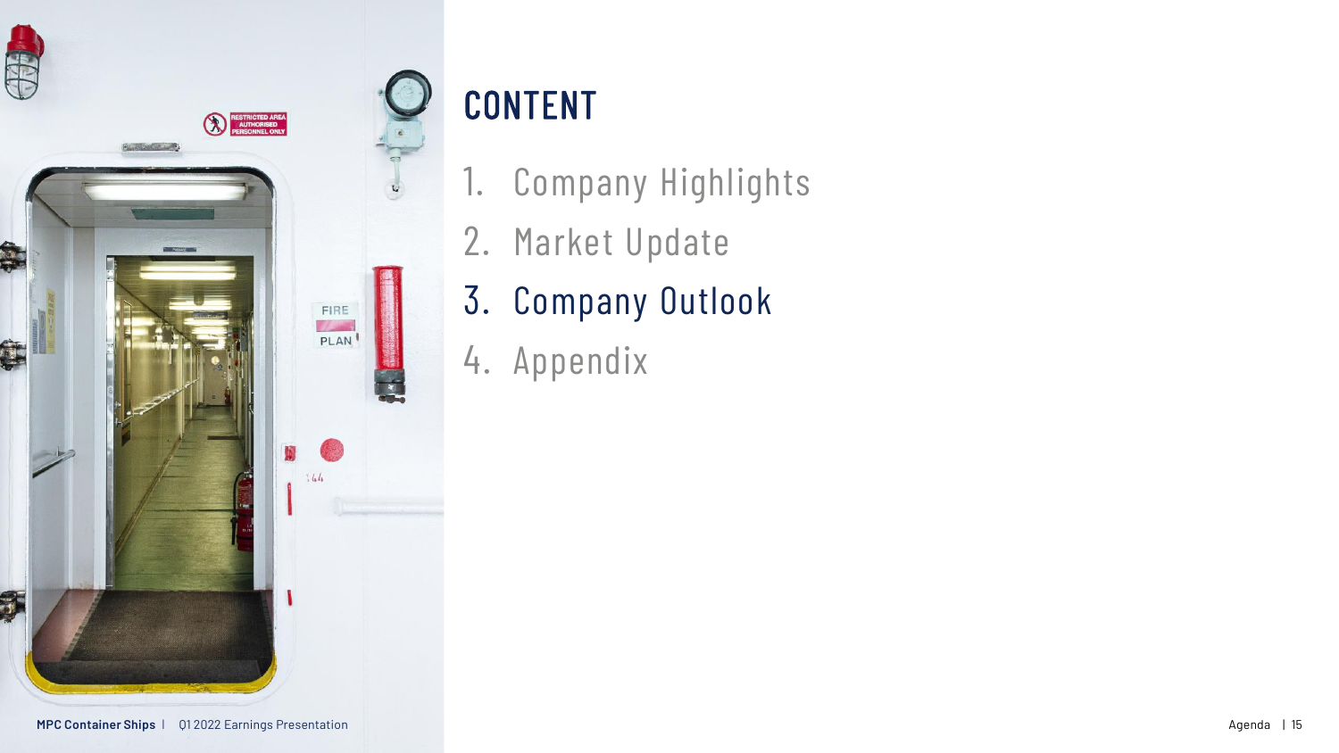# CONTENT

1. Company Highlights
2. Market Update
3. Company Outlook
4. Appendix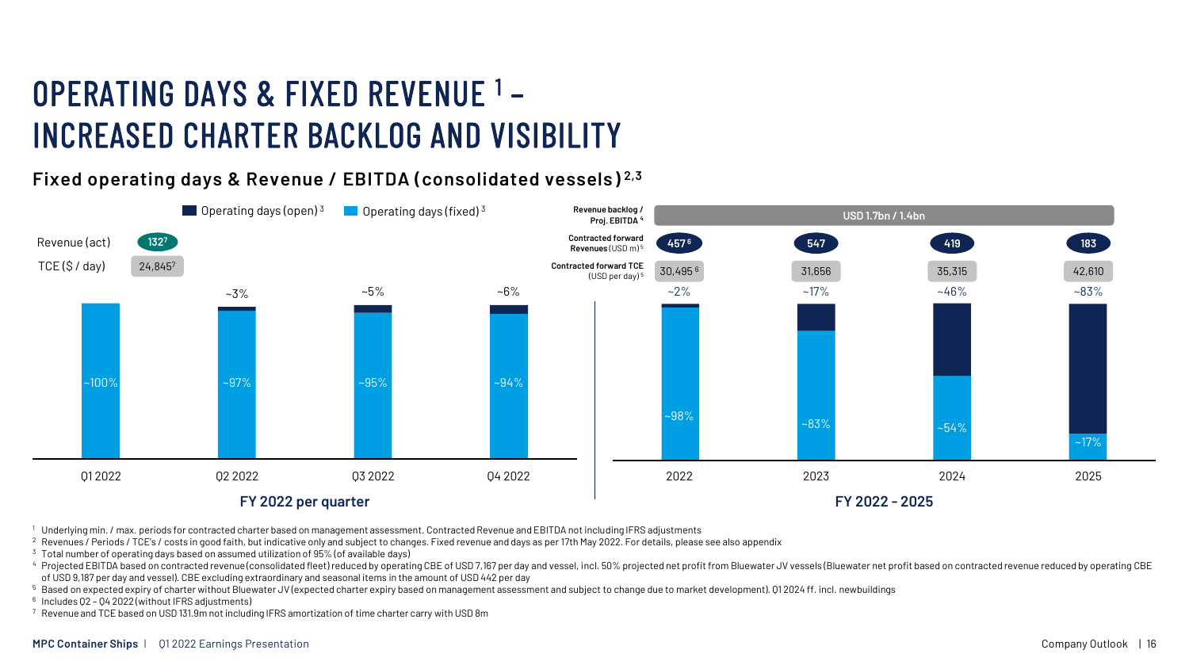# OPERATING DAYS & FIXED REVENUE [1] – INCREASED CHARTER BACKLOG AND VISIBILITY

## Fixed operating days & Revenue / EBITDA (consolidated vessels) [2,3]

Operating days (open) [3]
Operating days (fixed) [3]

Revenue (act) 132[7]
TCE ($ / day) 24,845[7]

Q1 2022: ~100%
Q2 2022: ~3% / ~97%
Q3 2022: ~5% / ~95%
Q4 2022: ~6% / ~94%

**FY 2022 per quarter**

Revenue backlog / Proj. EBITDA [4]: USD 1.7bn / 1.4bn

Contracted forward Revenues (USD m) [5]: 457 [6] | 547 | 419 | 183

Contracted forward TCE (USD per day) [5]: 30,495 [6] | 31,656 | 35,315 | 42,610

2022: ~2% / ~98%
2023: ~17% / ~83%
2024: ~46% / ~54%
2025: ~83% / ~17%

**FY 2022 - 2025**

[1] Underlying min. / max. periods for contracted charter based on management assessment. Contracted Revenue and EBITDA not including IFRS adjustments
[2] Revenues / Periods / TCE's / costs in good faith, but indicative only and subject to changes. Fixed revenue and days as per 17th May 2022. For details, please see also appendix
[3] Total number of operating days based on assumed utilization of 95% (of available days)
[4] Projected EBITDA based on contracted revenue (consolidated fleet) reduced by operating CBE of USD 7,167 per day and vessel, incl. 50% projected net profit from Bluewater JV vessels (Bluewater net profit based on contracted revenue reduced by operating CBE of USD 9,187 per day and vessel). CBE excluding extraordinary and seasonal items in the amount of USD 442 per day
[5] Based on expected expiry of charter without Bluewater JV (expected charter expiry based on management assessment and subject to change due to market development). Q1 2024 ff. incl. newbuildings
[6] Includes Q2 – Q4 2022 (without IFRS adjustments)
[7] Revenue and TCE based on USD 131.9m not including IFRS amortization of time charter carry with USD 8m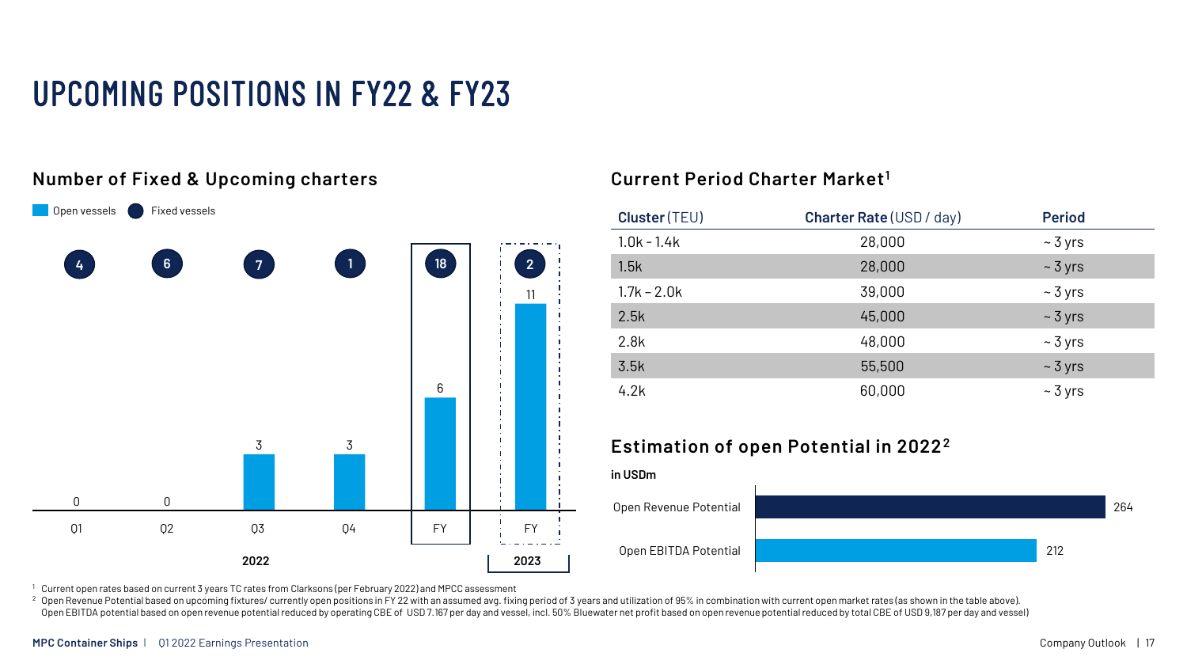# UPCOMING POSITIONS IN FY22 & FY23

## Number of Fixed & Upcoming charters

Open vessels
Fixed vessels

4
6
7
1
18
2

0
0
3
3
6
11

Q1
Q2
Q3
Q4
FY
FY

2022
2023

## Current Period Charter Market[1]

| Cluster (TEU) | Charter Rate (USD / day) | Period |
|---|---|---|
| 1.0k - 1.4k | 28,000 | ~ 3 yrs |
| 1.5k | 28,000 | ~ 3 yrs |
| 1.7k – 2.0k | 39,000 | ~ 3 yrs |
| 2.5k | 45,000 | ~ 3 yrs |
| 2.8k | 48,000 | ~ 3 yrs |
| 3.5k | 55,500 | ~ 3 yrs |
| 4.2k | 60,000 | ~ 3 yrs |

## Estimation of open Potential in 2022[2]

in USDm

Open Revenue Potential
264

Open EBITDA Potential
212

[1] Current open rates based on current 3 years TC rates from Clarksons (per February 2022) and MPCC assessment

[2] Open Revenue Potential based on upcoming fixtures/ currently open positions in FY 22 with an assumed avg. fixing period of 3 years and utilization of 95% in combination with current open market rates (as shown in the table above). Open EBITDA potential based on open revenue potential reduced by operating CBE of USD 7.167 per day and vessel, incl. 50% Bluewater net profit based on open revenue potential reduced by total CBE of USD 9,187 per day and vessel)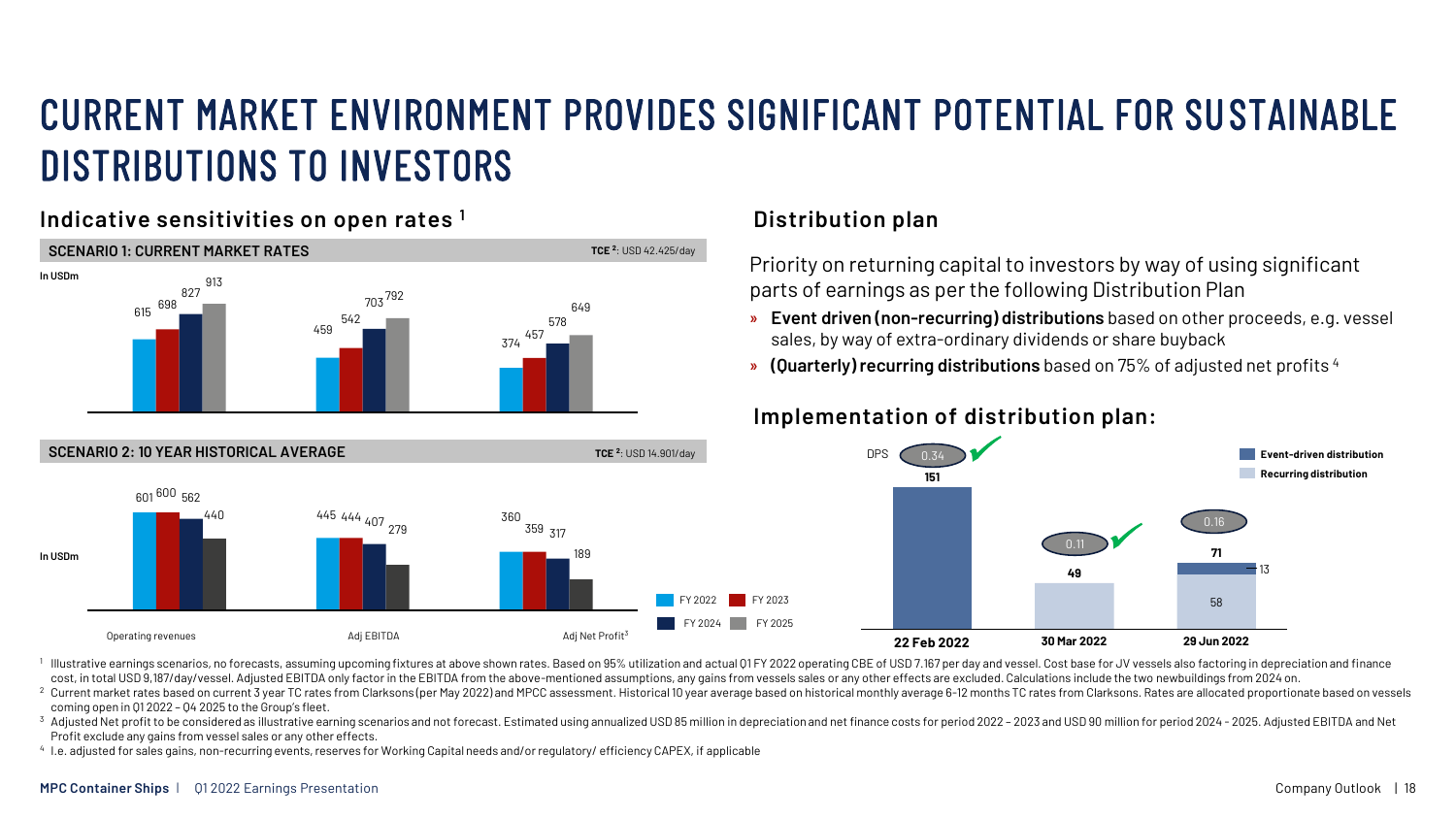# CURRENT MARKET ENVIRONMENT PROVIDES SIGNIFICANT POTENTIAL FOR SUSTAINABLE DISTRIBUTIONS TO INVESTORS

## Indicative sensitivities on open rates [1]

**SCENARIO 1: CURRENT MARKET RATES** — TCE [2]: USD 42.425/day

In USDm

| | FY 2022 | FY 2023 | FY 2024 | FY 2025 |
|---|---|---|---|---|
| Operating revenues | 615 | 698 | 827 | 913 |
| Adj EBITDA | 459 | 542 | 703 | 792 |
| Adj Net Profit [3] | 374 | 457 | 578 | 649 |

**SCENARIO 2: 10 YEAR HISTORICAL AVERAGE** — TCE [2]: USD 14.901/day

In USDm

| | FY 2022 | FY 2023 | FY 2024 | FY 2025 |
|---|---|---|---|---|
| Operating revenues | 601 | 600 | 562 | 440 |
| Adj EBITDA | 445 | 444 | 407 | 279 |
| Adj Net Profit [3] | 360 | 359 | 317 | 189 |

## Distribution plan

Priority on returning capital to investors by way of using significant parts of earnings as per the following Distribution Plan

- **Event driven (non-recurring) distributions** based on other proceeds, e.g. vessel sales, by way of extra-ordinary dividends or share buyback
- **(Quarterly) recurring distributions** based on 75% of adjusted net profits [4]

## Implementation of distribution plan:

| Date | DPS | Total (USDm) | Event-driven distribution | Recurring distribution |
|---|---|---|---|---|
| 22 Feb 2022 | 0.34 ✓ | 151 | 151 | |
| 30 Mar 2022 | 0.11 ✓ | 49 | | 49 |
| 29 Jun 2022 | 0.16 | 71 | 13 | 58 |

[1] Illustrative earnings scenarios, no forecasts, assuming upcoming fixtures at above shown rates. Based on 95% utilization and actual Q1 FY 2022 operating CBE of USD 7.167 per day and vessel. Cost base for JV vessels also factoring in depreciation and finance cost, in total USD 9,187/day/vessel. Adjusted EBITDA only factor in the EBITDA from the above-mentioned assumptions, any gains from vessels sales or any other effects are excluded. Calculations include the two newbuildings from 2024 on.

[2] Current market rates based on current 3 year TC rates from Clarksons (per May 2022) and MPCC assessment. Historical 10 year average based on historical monthly average 6-12 months TC rates from Clarksons. Rates are allocated proportionate based on vessels coming open in Q1 2022 – Q4 2025 to the Group's fleet.

[3] Adjusted Net profit to be considered as illustrative earning scenarios and not forecast. Estimated using annualized USD 85 million in depreciation and net finance costs for period 2022 – 2023 and USD 90 million for period 2024 - 2025. Adjusted EBITDA and Net Profit exclude any gains from vessel sales or any other effects.

[4] I.e. adjusted for sales gains, non-recurring events, reserves for Working Capital needs and/or regulatory/ efficiency CAPEX, if applicable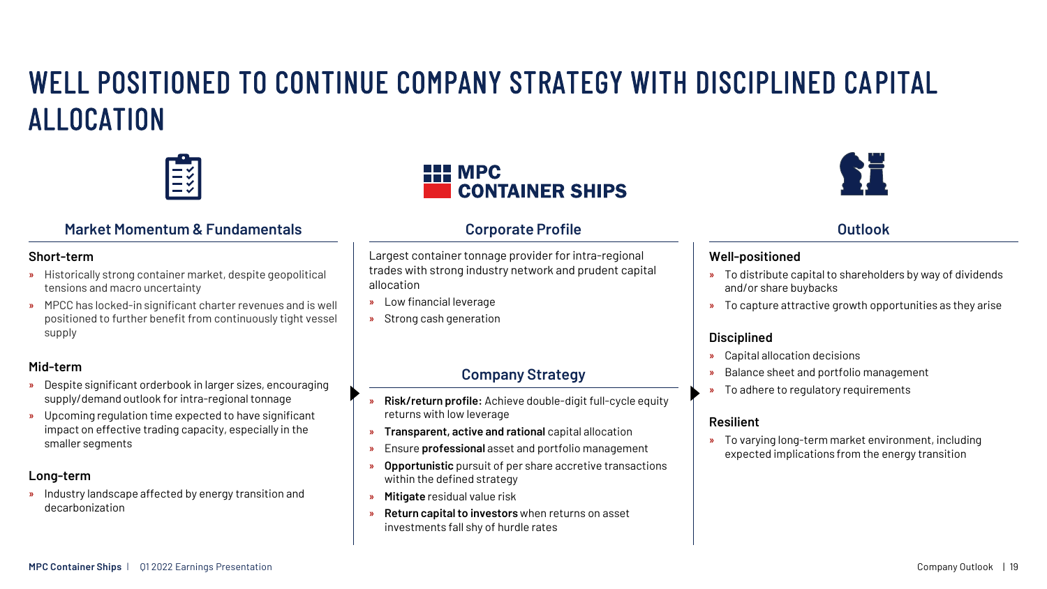# WELL POSITIONED TO CONTINUE COMPANY STRATEGY WITH DISCIPLINED CAPITAL ALLOCATION

## Market Momentum & Fundamentals

### Short-term

- Historically strong container market, despite geopolitical tensions and macro uncertainty
- MPCC has locked-in significant charter revenues and is well positioned to further benefit from continuously tight vessel supply

### Mid-term

- Despite significant orderbook in larger sizes, encouraging supply/demand outlook for intra-regional tonnage
- Upcoming regulation time expected to have significant impact on effective trading capacity, especially in the smaller segments

### Long-term

- Industry landscape affected by energy transition and decarbonization

## MPC CONTAINER SHIPS

## Corporate Profile

Largest container tonnage provider for intra-regional trades with strong industry network and prudent capital allocation

- Low financial leverage
- Strong cash generation

## Company Strategy

- **Risk/return profile:** Achieve double-digit full-cycle equity returns with low leverage
- **Transparent, active and rational** capital allocation
- Ensure **professional** asset and portfolio management
- **Opportunistic** pursuit of per share accretive transactions within the defined strategy
- **Mitigate** residual value risk
- **Return capital to investors** when returns on asset investments fall shy of hurdle rates

## Outlook

### Well-positioned

- To distribute capital to shareholders by way of dividends and/or share buybacks
- To capture attractive growth opportunities as they arise

### Disciplined

- Capital allocation decisions
- Balance sheet and portfolio management
- To adhere to regulatory requirements

### Resilient

- To varying long-term market environment, including expected implications from the energy transition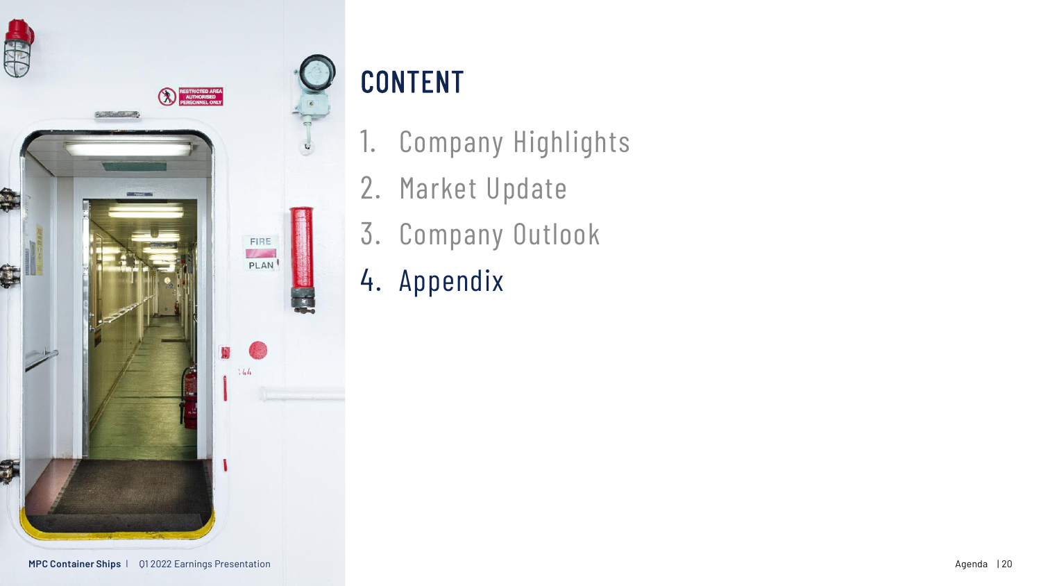# CONTENT

1. Company Highlights
2. Market Update
3. Company Outlook
4. Appendix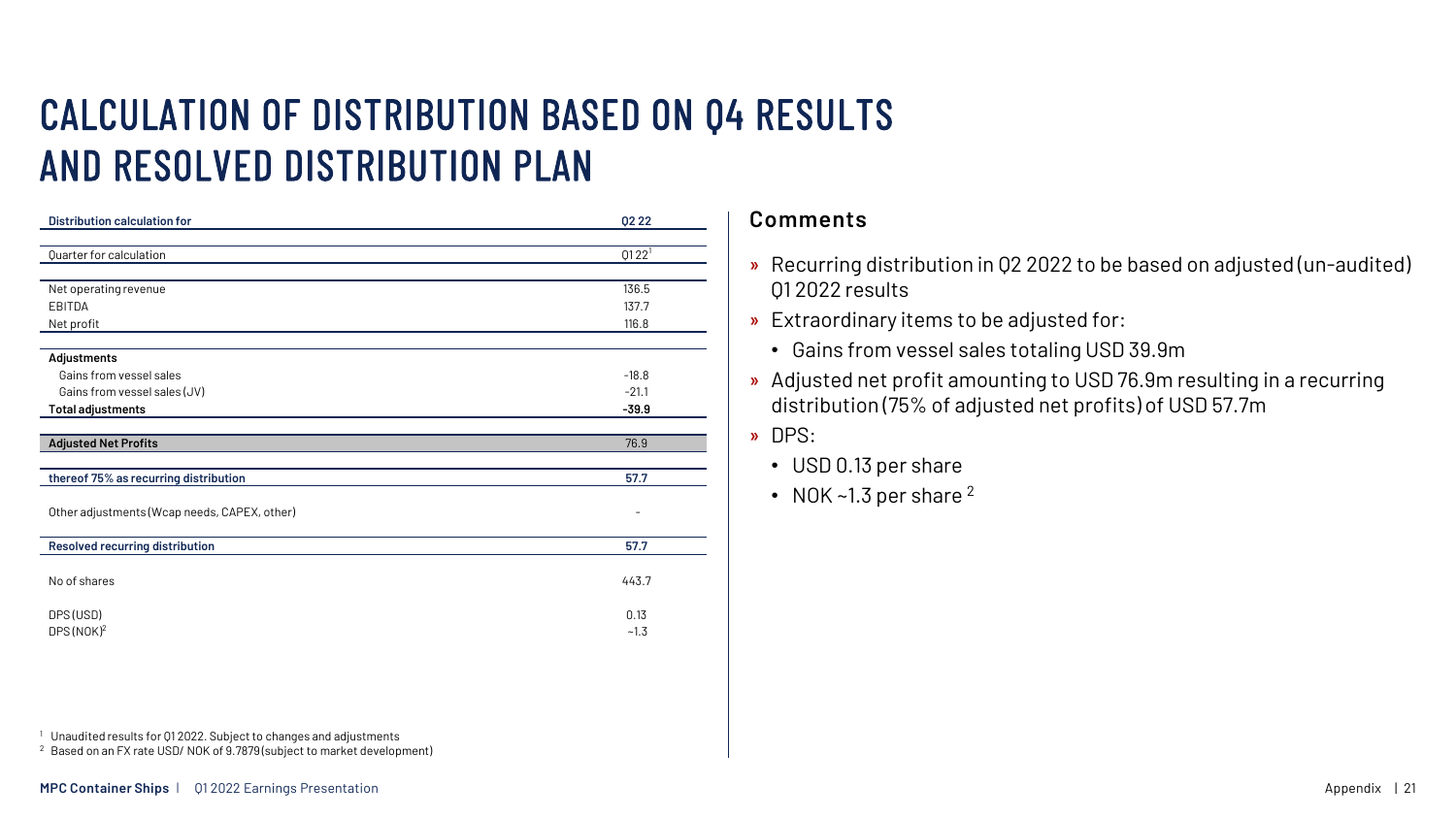# CALCULATION OF DISTRIBUTION BASED ON Q4 RESULTS AND RESOLVED DISTRIBUTION PLAN

| Distribution calculation for | Q2 22 |
|---|---|
| Quarter for calculation | Q1 22[1] |
| Net operating revenue | 136.5 |
| EBITDA | 137.7 |
| Net profit | 116.8 |
| **Adjustments** | |
| Gains from vessel sales | -18.8 |
| Gains from vessel sales (JV) | -21.1 |
| **Total adjustments** | **-39.9** |
| **Adjusted Net Profits** | 76.9 |
| **thereof 75% as recurring distribution** | **57.7** |
| Other adjustments (Wcap needs, CAPEX, other) | - |
| **Resolved recurring distribution** | **57.7** |
| No of shares | 443.7 |
| DPS (USD) | 0.13 |
| DPS (NOK)[2] | ~1.3 |

[1] Unaudited results for Q1 2022. Subject to changes and adjustments

[2] Based on an FX rate USD/ NOK of 9.7879 (subject to market development)

## Comments

- Recurring distribution in Q2 2022 to be based on adjusted (un-audited) Q1 2022 results
- Extraordinary items to be adjusted for:
  - Gains from vessel sales totaling USD 39.9m
- Adjusted net profit amounting to USD 76.9m resulting in a recurring distribution (75% of adjusted net profits) of USD 57.7m
- DPS:
  - USD 0.13 per share
  - NOK ~1.3 per share [2]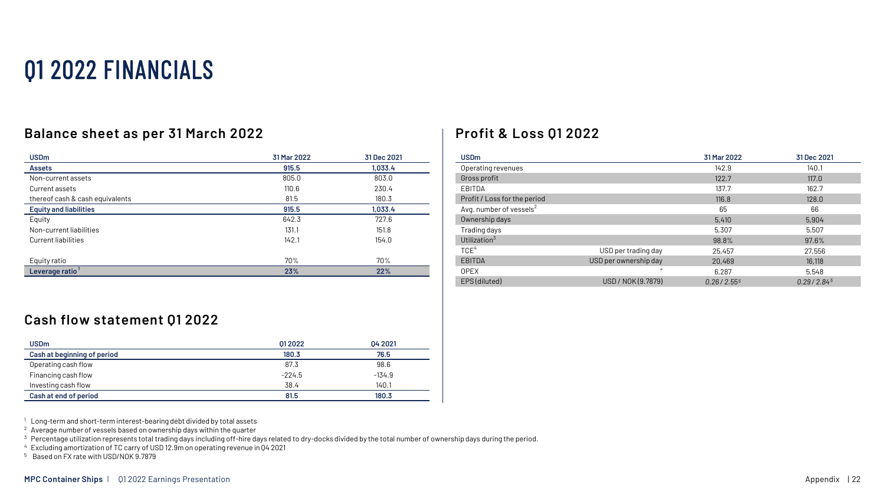# Q1 2022 FINANCIALS

## Balance sheet as per 31 March 2022

| USDm | 31 Mar 2022 | 31 Dec 2021 |
|---|---|---|
| **Assets** | **915.5** | **1,033.4** |
| Non-current assets | 805.0 | 803.0 |
| Current assets | 110.6 | 230.4 |
| thereof cash & cash equivalents | 81.5 | 180.3 |
| **Equity and liabilities** | **915.5** | **1,033.4** |
| Equity | 642.3 | 727.6 |
| Non-current liabilities | 131.1 | 151.8 |
| Current liabilities | 142.1 | 154.0 |
| | | |
| Equity ratio | 70% | 70% |
| **Leverage ratio** [1] | **23%** | **22%** |

## Cash flow statement Q1 2022

| USDm | Q1 2022 | Q4 2021 |
|---|---|---|
| **Cash at beginning of period** | **180.3** | **76.5** |
| Operating cash flow | 87.3 | 98.6 |
| Financing cash flow | -224.5 | -134.9 |
| Investing cash flow | 38.4 | 140.1 |
| **Cash at end of period** | **81.5** | **180.3** |

## Profit & Loss Q1 2022

| USDm | | 31 Mar 2022 | 31 Dec 2021 |
|---|---|---|---|
| Operating revenues | | 142.9 | 140.1 |
| Gross profit | | 122.7 | 117.0 |
| EBITDA | | 137.7 | 162.7 |
| Profit / Loss for the period | | 116.8 | 128.0 |
| Avg. number of vessels [2] | | 65 | 66 |
| Ownership days | | 5,410 | 5,904 |
| Trading days | | 5,307 | 5,507 |
| Utilization [3] | | 98.8% | 97.6% |
| TCE [4] | USD per trading day | 25,457 | 27,556 |
| EBITDA | USD per ownership day | 20,469 | 16,118 |
| OPEX | " | 6,287 | 5,548 |
| EPS (diluted) | USD / NOK (9.7879) | *0.26 / 2.55* [5] | *0.29 / 2.84* [5] |

[1] Long-term and short-term interest-bearing debt divided by total assets

[2] Average number of vessels based on ownership days within the quarter

[3] Percentage utilization represents total trading days including off-hire days related to dry-docks divided by the total number of ownership days during the period.

[4] Excluding amortization of TC carry of USD 12.9m on operating revenue in Q4 2021

[5] Based on FX rate with USD/NOK 9.7879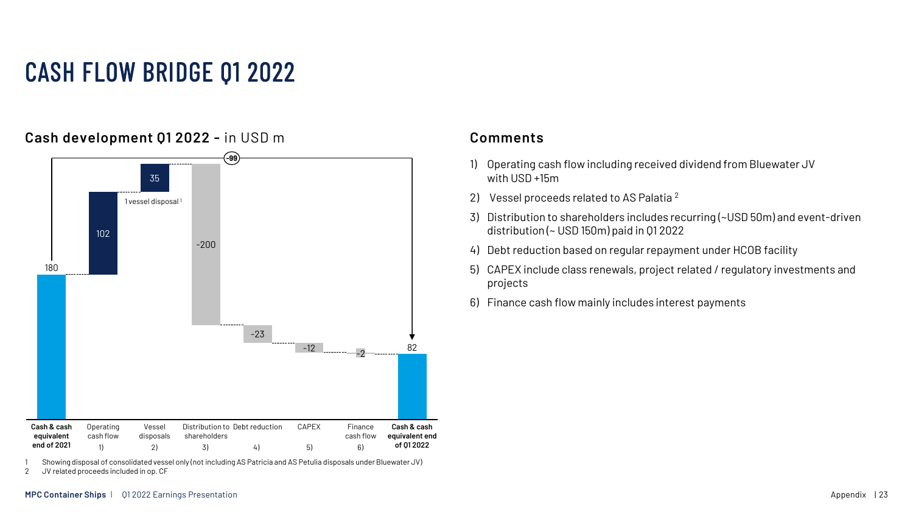# CASH FLOW BRIDGE Q1 2022

## Cash development Q1 2022 - in USD m

-99

180

102

35

1 vessel disposal [1]

-200

-23

-12

-2

82

Cash & cash equivalent end of 2021

Operating cash flow 1)

Vessel disposals 2)

Distribution to shareholders 3)

Debt reduction 4)

CAPEX 5)

Finance cash flow 6)

Cash & cash equivalent end of Q1 2022

1 Showing disposal of consolidated vessel only (not including AS Patricia and AS Petulia disposals under Bluewater JV)
2 JV related proceeds included in op. CF

## Comments

1) Operating cash flow including received dividend from Bluewater JV with USD +15m
2) Vessel proceeds related to AS Palatia [2]
3) Distribution to shareholders includes recurring (~USD 50m) and event-driven distribution (~ USD 150m) paid in Q1 2022
4) Debt reduction based on regular repayment under HCOB facility
5) CAPEX include class renewals, project related / regulatory investments and projects
6) Finance cash flow mainly includes interest payments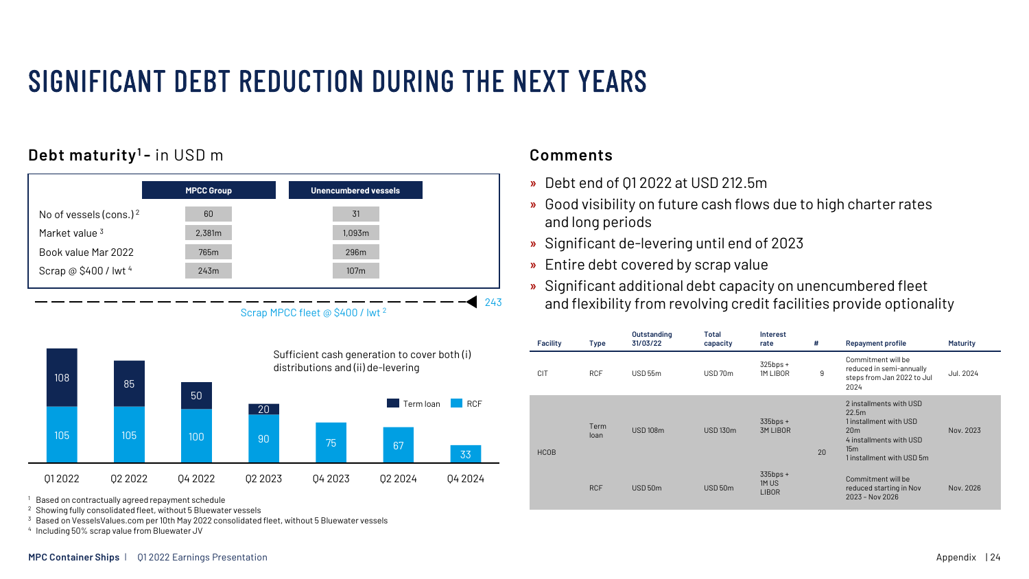# SIGNIFICANT DEBT REDUCTION DURING THE NEXT YEARS

## Debt maturity[1] - in USD m

| | MPCC Group | Unencumbered vessels |
|---|---|---|
| No of vessels (cons.)[2] | 60 | 31 |
| Market value[3] | 2,381m | 1,093m |
| Book value Mar 2022 | 765m | 296m |
| Scrap @ $400 / lwt[4] | 243m | 107m |

243

Scrap MPCC fleet @ $400 / lwt[2]

Sufficient cash generation to cover both (i) distributions and (ii) de-levering

Term loan RCF

108
105
Q1 2022

85
105
Q2 2022

50
100
Q4 2022

20
90
Q2 2023

75
Q4 2023

67
Q2 2024

33
Q4 2024

[1] Based on contractually agreed repayment schedule
[2] Showing fully consolidated fleet, without 5 Bluewater vessels
[3] Based on VesselsValues.com per 10th May 2022 consolidated fleet, without 5 Bluewater vessels
[4] Including 50% scrap value from Bluewater JV

## Comments

- Debt end of Q1 2022 at USD 212.5m
- Good visibility on future cash flows due to high charter rates and long periods
- Significant de-levering until end of 2023
- Entire debt covered by scrap value
- Significant additional debt capacity on unencumbered fleet and flexibility from revolving credit facilities provide optionality

| Facility | Type | Outstanding 31/03/22 | Total capacity | Interest rate | # | Repayment profile | Maturity |
|---|---|---|---|---|---|---|---|
| CIT | RCF | USD 55m | USD 70m | 325bps + 1M LIBOR | 9 | Commitment will be reduced in semi-annually steps from Jan 2022 to Jul 2024 | Jul. 2024 |
| HCOB | Term loan | USD 108m | USD 130m | 335bps + 3M LIBOR | 20 | 2 installments with USD 22.5m<br>1 installment with USD 20m<br>4 installments with USD 15m<br>1 installment with USD 5m | Nov. 2023 |
| | RCF | USD 50m | USD 50m | 335bps + 1M US LIBOR | | Commitment will be reduced starting in Nov 2023 – Nov 2026 | Nov. 2026 |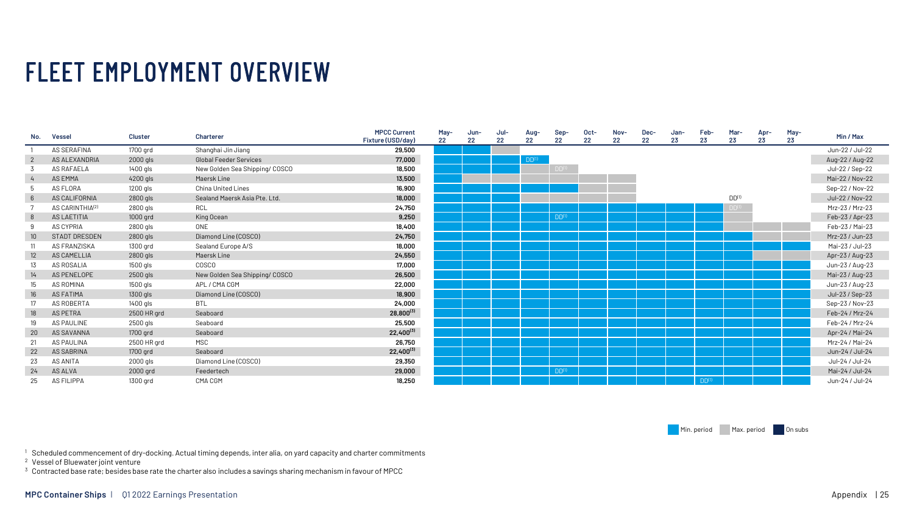# FLEET EMPLOYMENT OVERVIEW

| No. | Vessel | Cluster | Charterer | MPCC Current Fixture (USD/day) | May-22 | Jun-22 | Jul-22 | Aug-22 | Sep-22 | Oct-22 | Nov-22 | Dec-22 | Jan-23 | Feb-23 | Mar-23 | Apr-23 | May-23 | Min / Max |
|---|---|---|---|---|---|---|---|---|---|---|---|---|---|---|---|---|---|---|
| 1 | AS SERAFINA | 1700 grd | Shanghai Jin Jiang | 29,500 | | | | | | | | | | | | | | Jun-22 / Jul-22 |
| 2 | AS ALEXANDRIA | 2000 gls | Global Feeder Services | 77,000 | | | | DD[1] | | | | | | | | | | Aug-22 / Aug-22 |
| 3 | AS RAFAELA | 1400 gls | New Golden Sea Shipping/ COSCO | 18,500 | | | | | DD[1] | | | | | | | | | Jul-22 / Sep-22 |
| 4 | AS EMMA | 4200 gls | Maersk Line | 13,500 | | | | | | | | | | | | | | Mai-22 / Nov-22 |
| 5 | AS FLORA | 1200 gls | China United Lines | 16,900 | | | | | | | | | | | | | | Sep-22 / Nov-22 |
| 6 | AS CALIFORNIA | 2800 gls | Sealand Maersk Asia Pte. Ltd. | 18,000 | | | | | | | | | | | DD[1] | | | Jul-22 / Nov-22 |
| 7 | AS CARINTHIA[2] | 2800 gls | RCL | 24,750 | | | | | | | | | | | DD[1] | | | Mrz-23 / Mrz-23 |
| 8 | AS LAETITIA | 1000 grd | King Ocean | 9,250 | | | | | DD[1] | | | | | | | | | Feb-23 / Apr-23 |
| 9 | AS CYPRIA | 2800 gls | ONE | 18,400 | | | | | | | | | | | | | | Feb-23 / Mai-23 |
| 10 | STADT DRESDEN | 2800 gls | Diamond Line (COSCO) | 24,750 | | | | | | | | | | | | | | Mrz-23 / Jun-23 |
| 11 | AS FRANZISKA | 1300 grd | Sealand Europe A/S | 18,000 | | | | | | | | | | | | | | Mai-23 / Jul-23 |
| 12 | AS CAMELLIA | 2800 gls | Maersk Line | 24,550 | | | | | | | | | | | | | | Apr-23 / Aug-23 |
| 13 | AS ROSALIA | 1500 gls | COSCO | 17,000 | | | | | | | | | | | | | | Jun-23 / Aug-23 |
| 14 | AS PENELOPE | 2500 gls | New Golden Sea Shipping/ COSCO | 26,500 | | | | | | | | | | | | | | Mai-23 / Aug-23 |
| 15 | AS ROMINA | 1500 gls | APL / CMA CGM | 22,000 | | | | | | | | | | | | | | Jun-23 / Aug-23 |
| 16 | AS FATIMA | 1300 gls | Diamond Line (COSCO) | 18,900 | | | | | | | | | | | | | | Jul-23 / Sep-23 |
| 17 | AS ROBERTA | 1400 gls | BTL | 24,000 | | | | | | | | | | | | | | Sep-23 / Nov-23 |
| 18 | AS PETRA | 2500 HR grd | Seaboard | 28,800[3] | | | | | | | | | | | | | | Feb-24 / Mrz-24 |
| 19 | AS PAULINE | 2500 gls | Seaboard | 25,500 | | | | | | | | | | | | | | Feb-24 / Mrz-24 |
| 20 | AS SAVANNA | 1700 grd | Seaboard | 22,400[3] | | | | | | | | | | | | | | Apr-24 / Mai-24 |
| 21 | AS PAULINA | 2500 HR grd | MSC | 26,750 | | | | | | | | | | | | | | Mrz-24 / Mai-24 |
| 22 | AS SABRINA | 1700 grd | Seaboard | 22,400[3] | | | | | | | | | | | | | | Jun-24 / Jul-24 |
| 23 | AS ANITA | 2000 gls | Diamond Line (COSCO) | 29,350 | | | | | | | | | | | | | | Jul-24 / Jul-24 |
| 24 | AS ALVA | 2000 grd | Feedertech | 29,000 | | | | | DD[1] | | | | | | | | | Mai-24 / Jul-24 |
| 25 | AS FILIPPA | 1300 grd | CMA CGM | 18,250 | | | | | | | | | | DD[1] | | | | Jun-24 / Jul-24 |

Min. period | Max. period | On subs

[1] Scheduled commencement of dry-docking. Actual timing depends, inter alia, on yard capacity and charter commitments

[2] Vessel of Bluewater joint venture

[3] Contracted base rate; besides base rate the charter also includes a savings sharing mechanism in favour of MPCC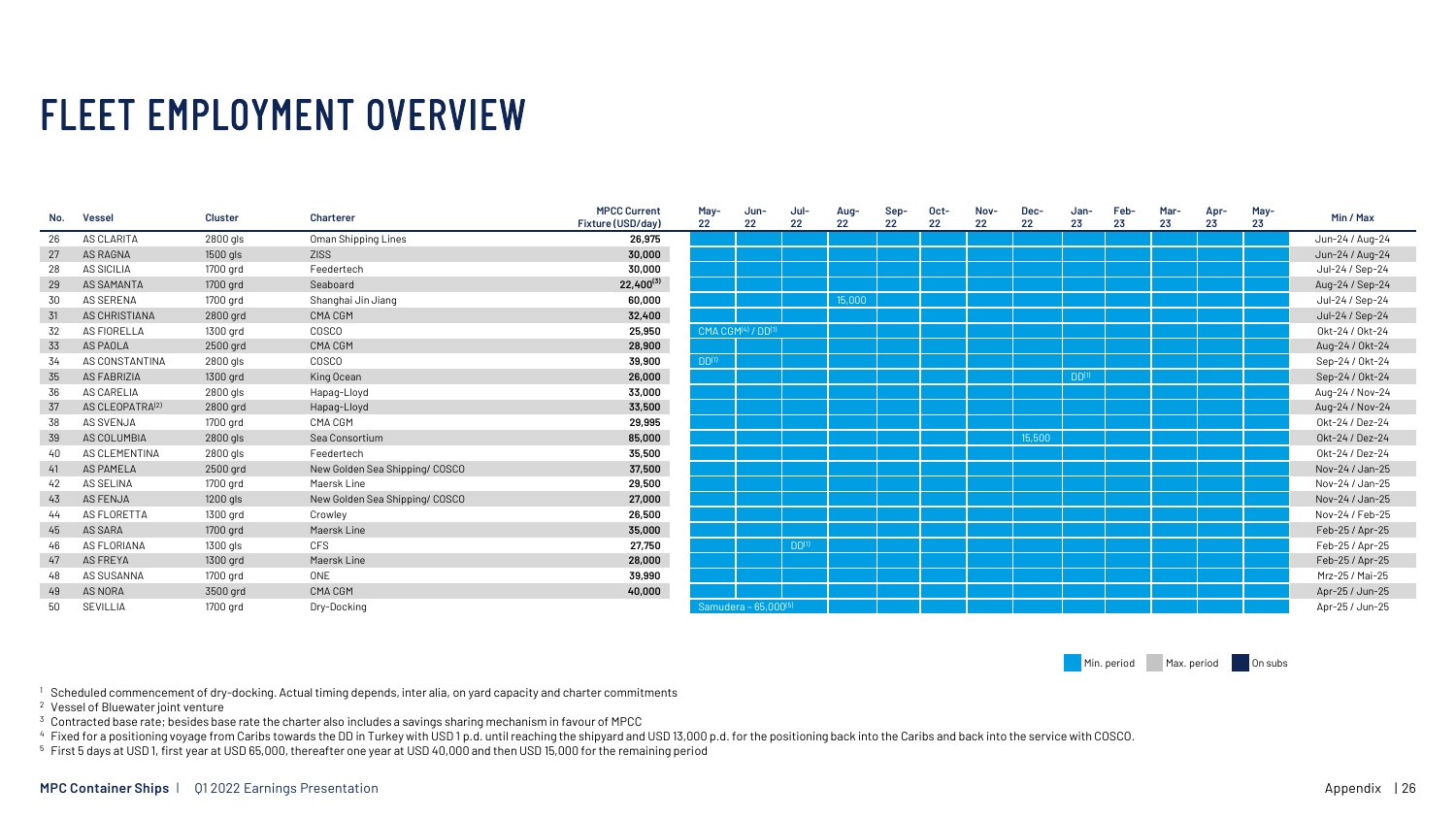# FLEET EMPLOYMENT OVERVIEW

| No. | Vessel | Cluster | Charterer | MPCC Current Fixture (USD/day) | May-22 | Jun-22 | Jul-22 | Aug-22 | Sep-22 | Oct-22 | Nov-22 | Dec-22 | Jan-23 | Feb-23 | Mar-23 | Apr-23 | May-23 | Min / Max |
|---|---|---|---|---|---|---|---|---|---|---|---|---|---|---|---|---|---|---|
| 26 | AS CLARITA | 2800 gls | Oman Shipping Lines | 26,975 | | | | | | | | | | | | | | Jun-24 / Aug-24 |
| 27 | AS RAGNA | 1500 gls | ZISS | 30,000 | | | | | | | | | | | | | | Jun-24 / Aug-24 |
| 28 | AS SICILIA | 1700 grd | Feedertech | 30,000 | | | | | | | | | | | | | | Jul-24 / Sep-24 |
| 29 | AS SAMANTA | 1700 grd | Seaboard | 22,400[3] | | | | | | | | | | | | | | Aug-24 / Sep-24 |
| 30 | AS SERENA | 1700 grd | Shanghai Jin Jiang | 60,000 | | | | 15,000 | | | | | | | | | | Jul-24 / Sep-24 |
| 31 | AS CHRISTIANA | 2800 grd | CMA CGM | 32,400 | | | | | | | | | | | | | | Jul-24 / Sep-24 |
| 32 | AS FIORELLA | 1300 grd | COSCO | 25,950 | CMA CGM[4] / DD[1] | | | | | | | | | | | | | Okt-24 / Okt-24 |
| 33 | AS PAOLA | 2500 grd | CMA CGM | 28,900 | | | | | | | | | | | | | | Aug-24 / Okt-24 |
| 34 | AS CONSTANTINA | 2800 gls | COSCO | 39,900 | DD[1] | | | | | | | | | | | | | Sep-24 / Okt-24 |
| 35 | AS FABRIZIA | 1300 grd | King Ocean | 26,000 | | | | | | | | | DD[1] | | | | | Sep-24 / Okt-24 |
| 36 | AS CARELIA | 2800 gls | Hapag-Lloyd | 33,000 | | | | | | | | | | | | | | Aug-24 / Nov-24 |
| 37 | AS CLEOPATRA[2] | 2800 grd | Hapag-Lloyd | 33,500 | | | | | | | | | | | | | | Aug-24 / Nov-24 |
| 38 | AS SVENJA | 1700 grd | CMA CGM | 29,995 | | | | | | | | | | | | | | Okt-24 / Dez-24 |
| 39 | AS COLUMBIA | 2800 gls | Sea Consortium | 85,000 | | | | | | | | 15,500 | | | | | | Okt-24 / Dez-24 |
| 40 | AS CLEMENTINA | 2800 gls | Feedertech | 35,500 | | | | | | | | | | | | | | Okt-24 / Dez-24 |
| 41 | AS PAMELA | 2500 grd | New Golden Sea Shipping/ COSCO | 37,500 | | | | | | | | | | | | | | Nov-24 / Jan-25 |
| 42 | AS SELINA | 1700 grd | Maersk Line | 29,500 | | | | | | | | | | | | | | Nov-24 / Jan-25 |
| 43 | AS FENJA | 1200 gls | New Golden Sea Shipping/ COSCO | 27,000 | | | | | | | | | | | | | | Nov-24 / Jan-25 |
| 44 | AS FLORETTA | 1300 grd | Crowley | 26,500 | | | | | | | | | | | | | | Nov-24 / Feb-25 |
| 45 | AS SARA | 1700 grd | Maersk Line | 35,000 | | | | | | | | | | | | | | Feb-25 / Apr-25 |
| 46 | AS FLORIANA | 1300 gls | CFS | 27,750 | | | DD[1] | | | | | | | | | | | Feb-25 / Apr-25 |
| 47 | AS FREYA | 1300 grd | Maersk Line | 28,000 | | | | | | | | | | | | | | Feb-25 / Apr-25 |
| 48 | AS SUSANNA | 1700 grd | ONE | 39,990 | | | | | | | | | | | | | | Mrz-25 / Mai-25 |
| 49 | AS NORA | 3500 grd | CMA CGM | 40,000 | | | | | | | | | | | | | | Apr-25 / Jun-25 |
| 50 | SEVILLIA | 1700 grd | Dry-Docking | | Samudera – 65,000[5] | | | | | | | | | | | | | Apr-25 / Jun-25 |

Min. period | Max. period | On subs

[1] Scheduled commencement of dry-docking. Actual timing depends, inter alia, on yard capacity and charter commitments

[2] Vessel of Bluewater joint venture

[3] Contracted base rate; besides base rate the charter also includes a savings sharing mechanism in favour of MPCC

[4] Fixed for a positioning voyage from Caribs towards the DD in Turkey with USD 1 p.d. until reaching the shipyard and USD 13,000 p.d. for the positioning back into the Caribs and back into the service with COSCO.

[5] First 5 days at USD 1, first year at USD 65,000, thereafter one year at USD 40,000 and then USD 15,000 for the remaining period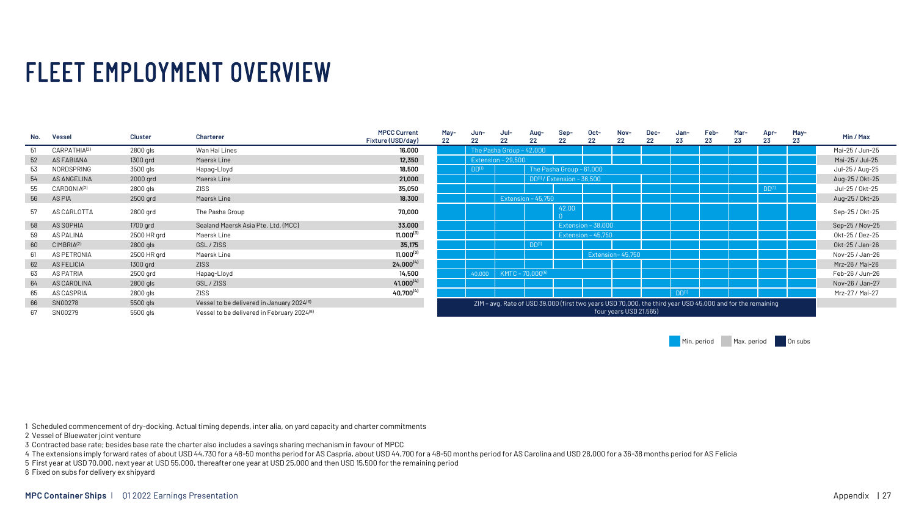# FLEET EMPLOYMENT OVERVIEW

| No. | Vessel | Cluster | Charterer | MPCC Current Fixture (USD/day) | May-22 | Jun-22 | Jul-22 | Aug-22 | Sep-22 | Oct-22 | Nov-22 | Dec-22 | Jan-23 | Feb-23 | Mar-23 | Apr-23 | May-23 | Min / Max |
|---|---|---|---|---|---|---|---|---|---|---|---|---|---|---|---|---|---|---|
| 51 | CARPATHIA[2] | 2800 gls | Wan Hai Lines | 16,000 | | The Pasha Group – 42,000 | | | | | | | | | | | | Mai-25 / Jun-25 |
| 52 | AS FABIANA | 1300 grd | Maersk Line | 12,350 | | Extension – 29,500 | | | | | | | | | | | | Mai-25 / Jul-25 |
| 53 | NORDSPRING | 3500 gls | Hapag-Lloyd | 18,500 | | DD[1] | | The Pasha Group – 61,000 | | | | | | | | | | Jul-25 / Aug-25 |
| 54 | AS ANGELINA | 2000 grd | Maersk Line | 21,000 | | | | DD[1]/ Extension – 36,500 | | | | | | | | | | Aug-25 / Okt-25 |
| 55 | CARDONIA[2] | 2800 gls | ZISS | 35,050 | | | | | | | | | | | | DD[1] | | Jul-25 / Okt-25 |
| 56 | AS PIA | 2500 grd | Maersk Line | 18,300 | | | Extension – 45,750 | | | | | | | | | | | Aug-25 / Okt-25 |
| 57 | AS CARLOTTA | 2800 grd | The Pasha Group | 70,000 | | | | | 42,000 | | | | | | | | | Sep-25 / Okt-25 |
| 58 | AS SOPHIA | 1700 grd | Sealand Maersk Asia Pte. Ltd. (MCC) | 33,000 | | | | | Extension – 38,000 | | | | | | | | | Sep-25 / Nov-25 |
| 59 | AS PALINA | 2500 HR grd | Maersk Line | 11,000[3] | | | | | Extension – 45,750 | | | | | | | | | Okt-25 / Dez-25 |
| 60 | CIMBRIA[2] | 2800 gls | GSL / ZISS | 35,175 | | | | DD[1] | | | | | | | | | | Okt-25 / Jan-26 |
| 61 | AS PETRONIA | 2500 HR grd | Maersk Line | 11,000[3] | | | | | | Extension– 45,750 | | | | | | | | Nov-25 / Jan-26 |
| 62 | AS FELICIA | 1300 grd | ZISS | 24,000[4] | | | | | | | | | | | | | | Mrz-26 / Mai-26 |
| 63 | AS PATRIA | 2500 grd | Hapag-Lloyd | 14,500 | | 40,000 | KMTC – 70,000[5] | | | | | | | | | | | Feb-26 / Jun-26 |
| 64 | AS CAROLINA | 2800 gls | GSL / ZISS | 41,000[4] | | | | | | | | | | | | | | Nov-26 / Jan-27 |
| 65 | AS CASPRIA | 2800 gls | ZISS | 40,700[4] | | | | | | | | | DD[1] | | | | | Mrz-27 / Mai-27 |
| 66 | SN00278 | 5500 gls | Vessel to be delivered in January 2024[6] | | | ZIM – avg. Rate of USD 39,000 (first two years USD 70,000, the third year USD 45,000 and for the remaining four years USD 21,565) | | | | | | | | | | | | |
| 67 | SN00279 | 5500 gls | Vessel to be delivered in February 2024[6] | | | | | | | | | | | | | | | |

Min. period | Max. period | On subs

1 Scheduled commencement of dry-docking. Actual timing depends, inter alia, on yard capacity and charter commitments

2 Vessel of Bluewater joint venture

3 Contracted base rate; besides base rate the charter also includes a savings sharing mechanism in favour of MPCC

4 The extensions imply forward rates of about USD 44,730 for a 48-50 months period for AS Caspria, about USD 44,700 for a 48-50 months period for AS Carolina and USD 28,000 for a 36-38 months period for AS Felicia

5 First year at USD 70,000, next year at USD 55,000, thereafter one year at USD 25,000 and then USD 15,500 for the remaining period

6 Fixed on subs for delivery ex shipyard